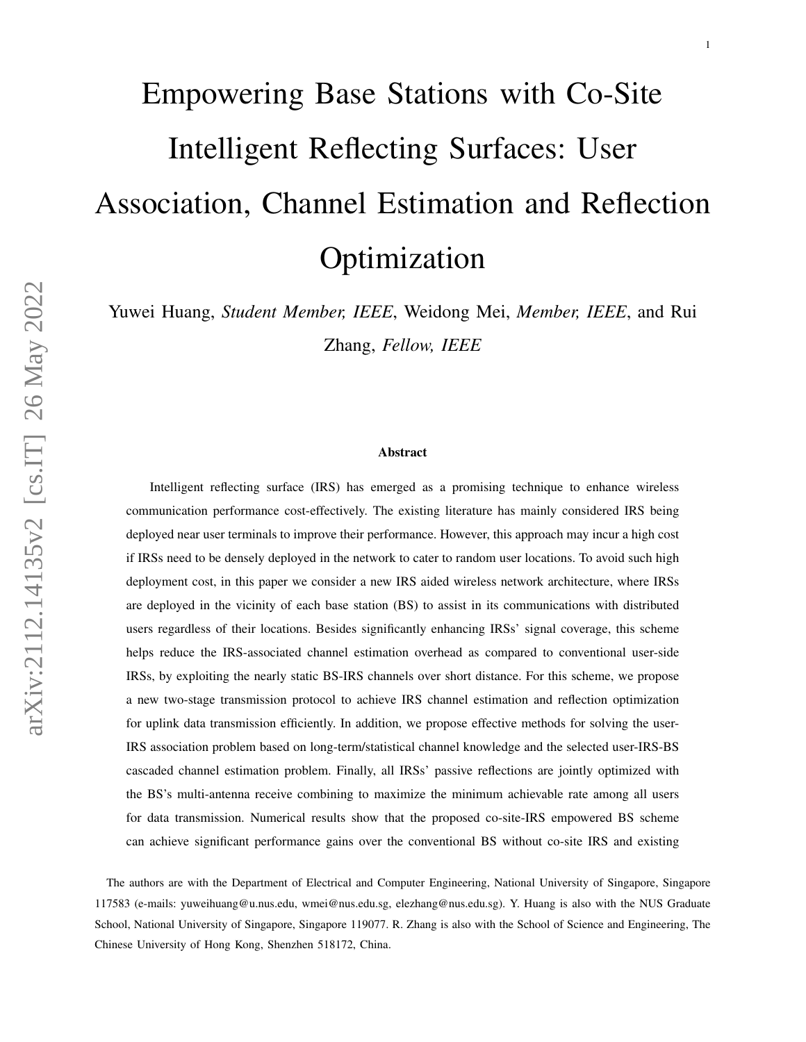# Empowering Base Stations with Co-Site Intelligent Reflecting Surfaces: User Association, Channel Estimation and Reflection Optimization

Yuwei Huang, *Student Member, IEEE*, Weidong Mei, *Member, IEEE*, and Rui Zhang, *Fellow, IEEE*

**Abstract**

Intelligent reflecting surface (IRS) has emerged as a promising technique to enhance wireless communication performance cost-effectively. The existing literature has mainly considered IRS being deployed near user terminals to improve their performance. However, this approach may incur a high cost if IRSs need to be densely deployed in the network to cater to random user locations. To avoid such high deployment cost, in this paper we consider a new IRS aided wireless network architecture, where IRSs are deployed in the vicinity of each base station (BS) to assist in its communications with distributed users regardless of their locations. Besides significantly enhancing IRSs' signal coverage, this scheme helps reduce the IRS-associated channel estimation overhead as compared to conventional user-side IRSs, by exploiting the nearly static BS-IRS channels over short distance. For this scheme, we propose a new two-stage transmission protocol to achieve IRS channel estimation and reflection optimization for uplink data transmission efficiently. In addition, we propose effective methods for solving the user-IRS association problem based on long-term/statistical channel knowledge and the selected user-IRS-BS cascaded channel estimation problem. Finally, all IRSs' passive reflections are jointly optimized with the BS's multi-antenna receive combining to maximize the minimum achievable rate among all users for data transmission. Numerical results show that the proposed co-site-IRS empowered BS scheme can achieve significant performance gains over the conventional BS without co-site IRS and existing

The authors are with the Department of Electrical and Computer Engineering, National University of Singapore, Singapore 117583 (e-mails: yuweihuang@u.nus.edu, wmei@nus.edu.sg, elezhang@nus.edu.sg). Y. Huang is also with the NUS Graduate School, National University of Singapore, Singapore 119077. R. Zhang is also with the School of Science and Engineering, The Chinese University of Hong Kong, Shenzhen 518172, China.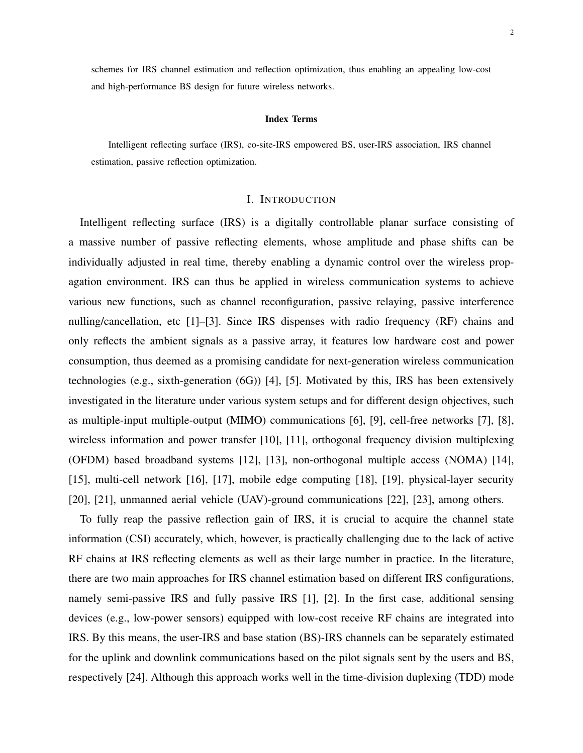schemes for IRS channel estimation and reflection optimization, thus enabling an appealing low-cost and high-performance BS design for future wireless networks.

#### Index Terms

Intelligent reflecting surface (IRS), co-site-IRS empowered BS, user-IRS association, IRS channel estimation, passive reflection optimization.

## I. Introduction

Intelligent reflecting surface (IRS) is a digitally controllable planar surface consisting of a massive number of passive reflecting elements, whose amplitude and phase shifts can be individually adjusted in real time, thereby enabling a dynamic control over the wireless propagation environment. IRS can thus be applied in wireless communication systems to achieve various new functions, such as channel reconfiguration, passive relaying, passive interference nulling/cancellation, etc [1]–[3]. Since IRS dispenses with radio frequency (RF) chains and only reflects the ambient signals as a passive array, it features low hardware cost and power consumption, thus deemed as a promising candidate for next-generation wireless communication technologies (e.g., sixth-generation (6G)) [4], [5]. Motivated by this, IRS has been extensively investigated in the literature under various system setups and for different design objectives, such as multiple-input multiple-output (MIMO) communications [6], [9], cell-free networks [7], [8], wireless information and power transfer [10], [11], orthogonal frequency division multiplexing (OFDM) based broadband systems [12], [13], non-orthogonal multiple access (NOMA) [14], [15], multi-cell network [16], [17], mobile edge computing [18], [19], physical-layer security [20], [21], unmanned aerial vehicle (UAV)-ground communications [22], [23], among others.

To fully reap the passive reflection gain of IRS, it is crucial to acquire the channel state information (CSI) accurately, which, however, is practically challenging due to the lack of active RF chains at IRS reflecting elements as well as their large number in practice. In the literature, there are two main approaches for IRS channel estimation based on different IRS configurations, namely semi-passive IRS and fully passive IRS [1], [2]. In the first case, additional sensing devices (e.g., low-power sensors) equipped with low-cost receive RF chains are integrated into IRS. By this means, the user-IRS and base station (BS)-IRS channels can be separately estimated for the uplink and downlink communications based on the pilot signals sent by the users and BS, respectively [24]. Although this approach works well in the time-division duplexing (TDD) mode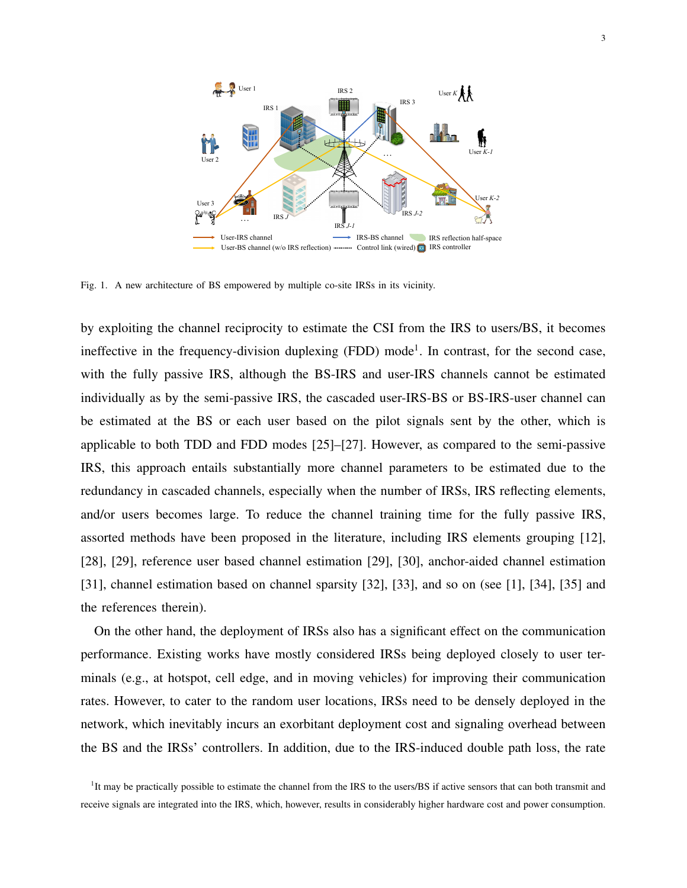Fig. 1. A new architecture of BS empowered by multiple co-site IRSs in its vicinity.

by exploiting the channel reciprocity to estimate the CSI from the IRS to users/BS, it becomes ineffective in the frequency-division duplexing (FDD) mode[1]. In contrast, for the second case, with the fully passive IRS, although the BS-IRS and user-IRS channels cannot be estimated individually as by the semi-passive IRS, the cascaded user-IRS-BS or BS-IRS-user channel can be estimated at the BS or each user based on the pilot signals sent by the other, which is applicable to both TDD and FDD modes [25]–[27]. However, as compared to the semi-passive IRS, this approach entails substantially more channel parameters to be estimated due to the redundancy in cascaded channels, especially when the number of IRSs, IRS reflecting elements, and/or users becomes large. To reduce the channel training time for the fully passive IRS, assorted methods have been proposed in the literature, including IRS elements grouping [12], [28], [29], reference user based channel estimation [29], [30], anchor-aided channel estimation [31], channel estimation based on channel sparsity [32], [33], and so on (see [1], [34], [35] and the references therein).

On the other hand, the deployment of IRSs also has a significant effect on the communication performance. Existing works have mostly considered IRSs being deployed closely to user terminals (e.g., at hotspot, cell edge, and in moving vehicles) for improving their communication rates. However, to cater to the random user locations, IRSs need to be densely deployed in the network, which inevitably incurs an exorbitant deployment cost and signaling overhead between the BS and the IRSs' controllers. In addition, due to the IRS-induced double path loss, the rate

[1]It may be practically possible to estimate the channel from the IRS to the users/BS if active sensors that can both transmit and receive signals are integrated into the IRS, which, however, results in considerably higher hardware cost and power consumption.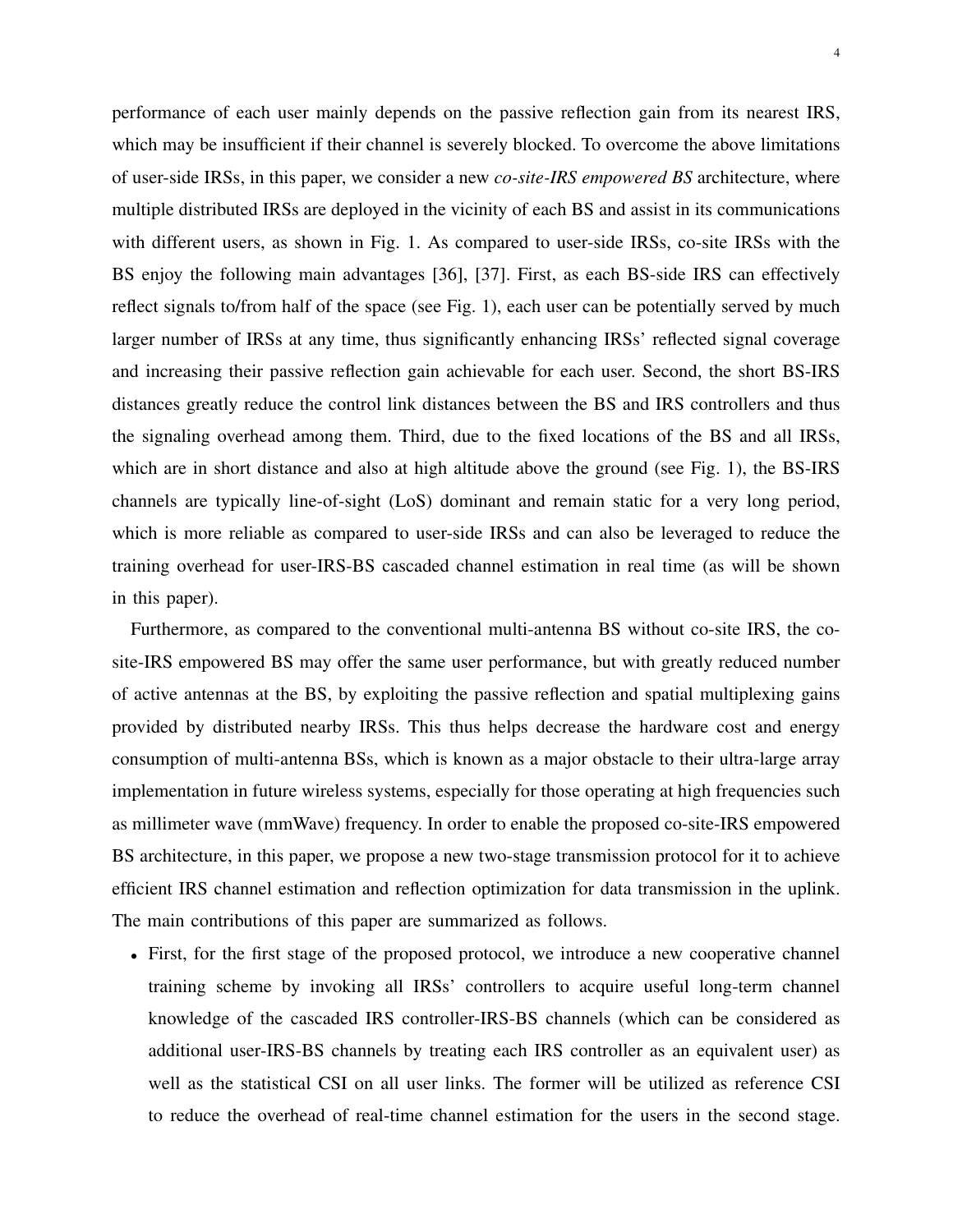performance of each user mainly depends on the passive reflection gain from its nearest IRS, which may be insufficient if their channel is severely blocked. To overcome the above limitations of user-side IRSs, in this paper, we consider a new *co-site-IRS empowered BS* architecture, where multiple distributed IRSs are deployed in the vicinity of each BS and assist in its communications with different users, as shown in Fig. 1. As compared to user-side IRSs, co-site IRSs with the BS enjoy the following main advantages [36], [37]. First, as each BS-side IRS can effectively reflect signals to/from half of the space (see Fig. 1), each user can be potentially served by much larger number of IRSs at any time, thus significantly enhancing IRSs' reflected signal coverage and increasing their passive reflection gain achievable for each user. Second, the short BS-IRS distances greatly reduce the control link distances between the BS and IRS controllers and thus the signaling overhead among them. Third, due to the fixed locations of the BS and all IRSs, which are in short distance and also at high altitude above the ground (see Fig. 1), the BS-IRS channels are typically line-of-sight (LoS) dominant and remain static for a very long period, which is more reliable as compared to user-side IRSs and can also be leveraged to reduce the training overhead for user-IRS-BS cascaded channel estimation in real time (as will be shown in this paper).

Furthermore, as compared to the conventional multi-antenna BS without co-site IRS, the co-site-IRS empowered BS may offer the same user performance, but with greatly reduced number of active antennas at the BS, by exploiting the passive reflection and spatial multiplexing gains provided by distributed nearby IRSs. This thus helps decrease the hardware cost and energy consumption of multi-antenna BSs, which is known as a major obstacle to their ultra-large array implementation in future wireless systems, especially for those operating at high frequencies such as millimeter wave (mmWave) frequency. In order to enable the proposed co-site-IRS empowered BS architecture, in this paper, we propose a new two-stage transmission protocol for it to achieve efficient IRS channel estimation and reflection optimization for data transmission in the uplink. The main contributions of this paper are summarized as follows.

- First, for the first stage of the proposed protocol, we introduce a new cooperative channel training scheme by invoking all IRSs' controllers to acquire useful long-term channel knowledge of the cascaded IRS controller-IRS-BS channels (which can be considered as additional user-IRS-BS channels by treating each IRS controller as an equivalent user) as well as the statistical CSI on all user links. The former will be utilized as reference CSI to reduce the overhead of real-time channel estimation for the users in the second stage.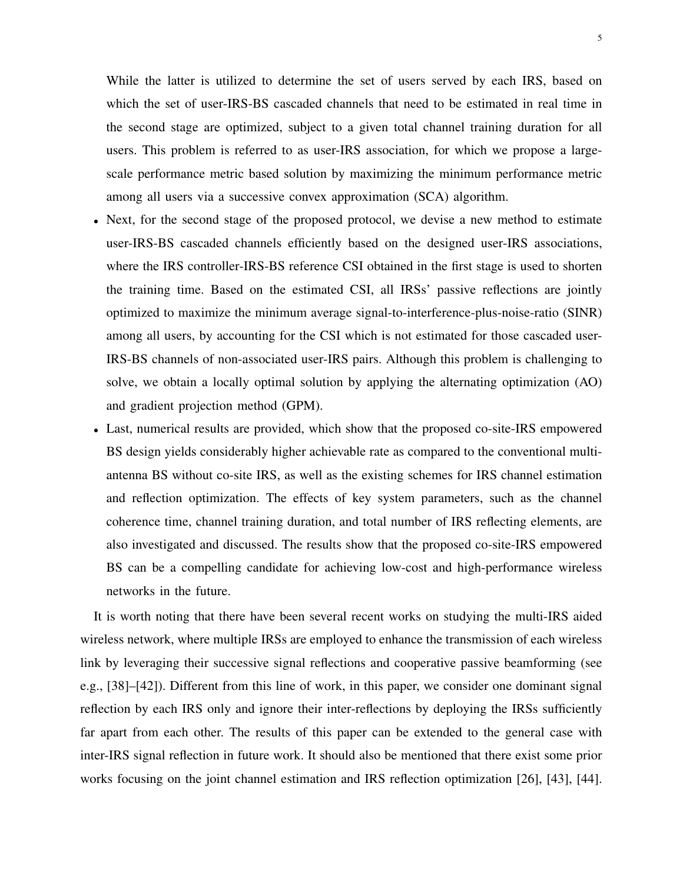While the latter is utilized to determine the set of users served by each IRS, based on which the set of user-IRS-BS cascaded channels that need to be estimated in real time in the second stage are optimized, subject to a given total channel training duration for all users. This problem is referred to as user-IRS association, for which we propose a large-scale performance metric based solution by maximizing the minimum performance metric among all users via a successive convex approximation (SCA) algorithm.

- Next, for the second stage of the proposed protocol, we devise a new method to estimate user-IRS-BS cascaded channels efficiently based on the designed user-IRS associations, where the IRS controller-IRS-BS reference CSI obtained in the first stage is used to shorten the training time. Based on the estimated CSI, all IRSs' passive reflections are jointly optimized to maximize the minimum average signal-to-interference-plus-noise-ratio (SINR) among all users, by accounting for the CSI which is not estimated for those cascaded user-IRS-BS channels of non-associated user-IRS pairs. Although this problem is challenging to solve, we obtain a locally optimal solution by applying the alternating optimization (AO) and gradient projection method (GPM).
- Last, numerical results are provided, which show that the proposed co-site-IRS empowered BS design yields considerably higher achievable rate as compared to the conventional multi-antenna BS without co-site IRS, as well as the existing schemes for IRS channel estimation and reflection optimization. The effects of key system parameters, such as the channel coherence time, channel training duration, and total number of IRS reflecting elements, are also investigated and discussed. The results show that the proposed co-site-IRS empowered BS can be a compelling candidate for achieving low-cost and high-performance wireless networks in the future.

It is worth noting that there have been several recent works on studying the multi-IRS aided wireless network, where multiple IRSs are employed to enhance the transmission of each wireless link by leveraging their successive signal reflections and cooperative passive beamforming (see e.g., [38]–[42]). Different from this line of work, in this paper, we consider one dominant signal reflection by each IRS only and ignore their inter-reflections by deploying the IRSs sufficiently far apart from each other. The results of this paper can be extended to the general case with inter-IRS signal reflection in future work. It should also be mentioned that there exist some prior works focusing on the joint channel estimation and IRS reflection optimization [26], [43], [44].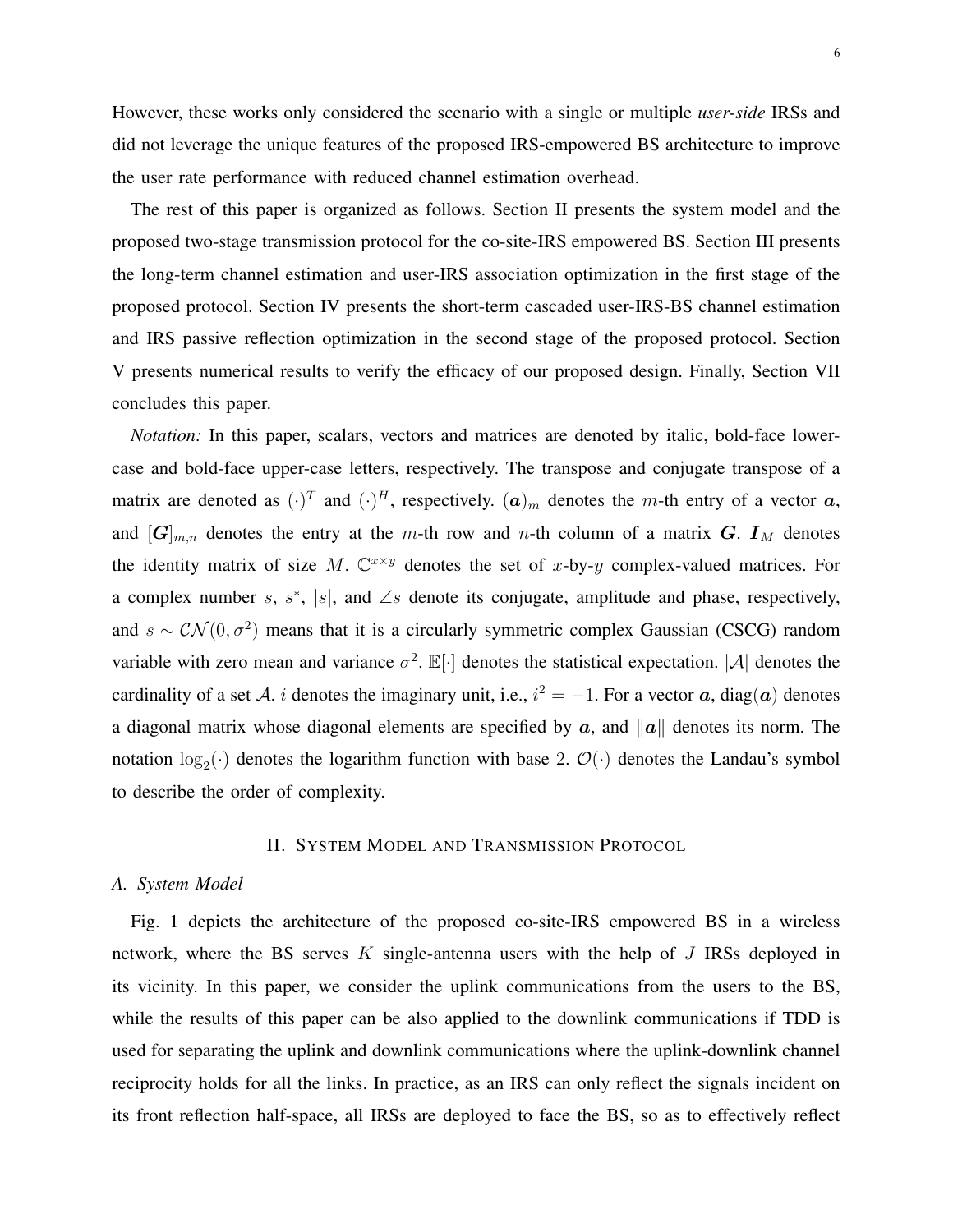However, these works only considered the scenario with a single or multiple *user-side* IRSs and did not leverage the unique features of the proposed IRS-empowered BS architecture to improve the user rate performance with reduced channel estimation overhead.

The rest of this paper is organized as follows. Section II presents the system model and the proposed two-stage transmission protocol for the co-site-IRS empowered BS. Section III presents the long-term channel estimation and user-IRS association optimization in the first stage of the proposed protocol. Section IV presents the short-term cascaded user-IRS-BS channel estimation and IRS passive reflection optimization in the second stage of the proposed protocol. Section V presents numerical results to verify the efficacy of our proposed design. Finally, Section VII concludes this paper.

*Notation:* In this paper, scalars, vectors and matrices are denoted by italic, bold-face lower-case and bold-face upper-case letters, respectively. The transpose and conjugate transpose of a matrix are denoted as $(\cdot)^T$ and $(\cdot)^H$, respectively. $(\boldsymbol{a})_m$ denotes the $m$-th entry of a vector $\boldsymbol{a}$, and $[\boldsymbol{G}]_{m,n}$ denotes the entry at the $m$-th row and $n$-th column of a matrix $\boldsymbol{G}$. $\boldsymbol{I}_M$ denotes the identity matrix of size $M$. $\mathbb{C}^{x\times y}$ denotes the set of $x$-by-$y$ complex-valued matrices. For a complex number $s$, $s^*$, $|s|$, and $\angle s$ denote its conjugate, amplitude and phase, respectively, and $s \sim \mathcal{CN}(0, \sigma^2)$ means that it is a circularly symmetric complex Gaussian (CSCG) random variable with zero mean and variance $\sigma^2$. $\mathbb{E}[\cdot]$ denotes the statistical expectation. $|\mathcal{A}|$ denotes the cardinality of a set $\mathcal{A}$. $i$ denotes the imaginary unit, i.e., $i^2 = -1$. For a vector $\boldsymbol{a}$, $\text{diag}(\boldsymbol{a})$ denotes a diagonal matrix whose diagonal elements are specified by $\boldsymbol{a}$, and $\|\boldsymbol{a}\|$ denotes its norm. The notation $\log_2(\cdot)$ denotes the logarithm function with base 2. $\mathcal{O}(\cdot)$ denotes the Landau's symbol to describe the order of complexity.

## II. System Model and Transmission Protocol

### A. System Model

Fig. 1 depicts the architecture of the proposed co-site-IRS empowered BS in a wireless network, where the BS serves $K$ single-antenna users with the help of $J$ IRSs deployed in its vicinity. In this paper, we consider the uplink communications from the users to the BS, while the results of this paper can be also applied to the downlink communications if TDD is used for separating the uplink and downlink communications where the uplink-downlink channel reciprocity holds for all the links. In practice, as an IRS can only reflect the signals incident on its front reflection half-space, all IRSs are deployed to face the BS, so as to effectively reflect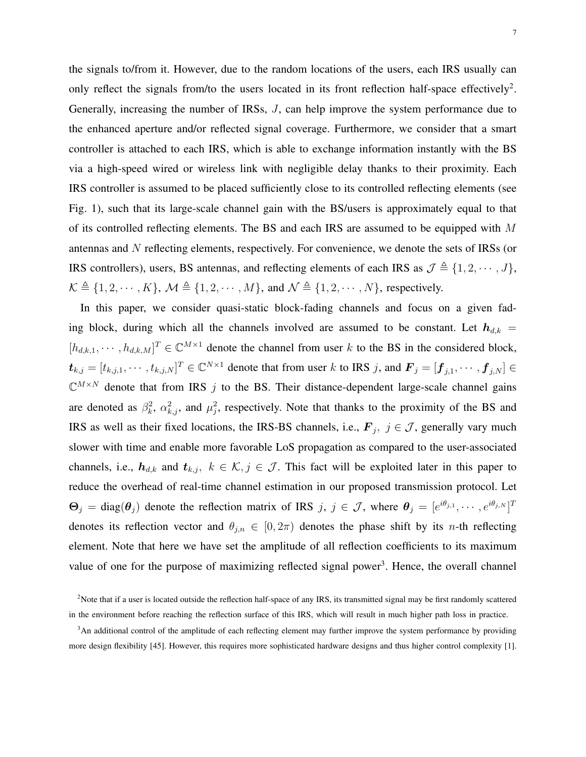the signals to/from it. However, due to the random locations of the users, each IRS usually can only reflect the signals from/to the users located in its front reflection half-space effectively[2]. Generally, increasing the number of IRSs, $J$, can help improve the system performance due to the enhanced aperture and/or reflected signal coverage. Furthermore, we consider that a smart controller is attached to each IRS, which is able to exchange information instantly with the BS via a high-speed wired or wireless link with negligible delay thanks to their proximity. Each IRS controller is assumed to be placed sufficiently close to its controlled reflecting elements (see Fig. 1), such that its large-scale channel gain with the BS/users is approximately equal to that of its controlled reflecting elements. The BS and each IRS are assumed to be equipped with $M$ antennas and $N$ reflecting elements, respectively. For convenience, we denote the sets of IRSs (or IRS controllers), users, BS antennas, and reflecting elements of each IRS as $\mathcal{J} \triangleq \{1, 2, \cdots, J\}$, $\mathcal{K} \triangleq \{1, 2, \cdots, K\}$, $\mathcal{M} \triangleq \{1, 2, \cdots, M\}$, and $\mathcal{N} \triangleq \{1, 2, \cdots, N\}$, respectively.

In this paper, we consider quasi-static block-fading channels and focus on a given fading block, during which all the channels involved are assumed to be constant. Let $\boldsymbol{h}_{d,k} = [h_{d,k,1}, \cdots, h_{d,k,M}]^T \in \mathbb{C}^{M \times 1}$ denote the channel from user $k$ to the BS in the considered block, $\boldsymbol{t}_{k,j} = [t_{k,j,1}, \cdots, t_{k,j,N}]^T \in \mathbb{C}^{N \times 1}$ denote that from user $k$ to IRS $j$, and $\boldsymbol{F}_j = [\boldsymbol{f}_{j,1}, \cdots, \boldsymbol{f}_{j,N}] \in \mathbb{C}^{M \times N}$ denote that from IRS $j$ to the BS. Their distance-dependent large-scale channel gains are denoted as $\beta_k^2$, $\alpha_{k,j}^2$, and $\mu_j^2$, respectively. Note that thanks to the proximity of the BS and IRS as well as their fixed locations, the IRS-BS channels, i.e., $\boldsymbol{F}_j,\ j \in \mathcal{J}$, generally vary much slower with time and enable more favorable LoS propagation as compared to the user-associated channels, i.e., $\boldsymbol{h}_{d,k}$ and $\boldsymbol{t}_{k,j},\ k \in \mathcal{K}, j \in \mathcal{J}$. This fact will be exploited later in this paper to reduce the overhead of real-time channel estimation in our proposed transmission protocol. Let $\boldsymbol{\Theta}_j = \text{diag}(\boldsymbol{\theta}_j)$ denote the reflection matrix of IRS $j$, $j \in \mathcal{J}$, where $\boldsymbol{\theta}_j = [e^{i\theta_{j,1}}, \cdots, e^{i\theta_{j,N}}]^T$ denotes its reflection vector and $\theta_{j,n} \in [0, 2\pi)$ denotes the phase shift by its $n$-th reflecting element. Note that here we have set the amplitude of all reflection coefficients to its maximum value of one for the purpose of maximizing reflected signal power[3]. Hence, the overall channel

[2]Note that if a user is located outside the reflection half-space of any IRS, its transmitted signal may be first randomly scattered in the environment before reaching the reflection surface of this IRS, which will result in much higher path loss in practice.

[3]An additional control of the amplitude of each reflecting element may further improve the system performance by providing more design flexibility [45]. However, this requires more sophisticated hardware designs and thus higher control complexity [1].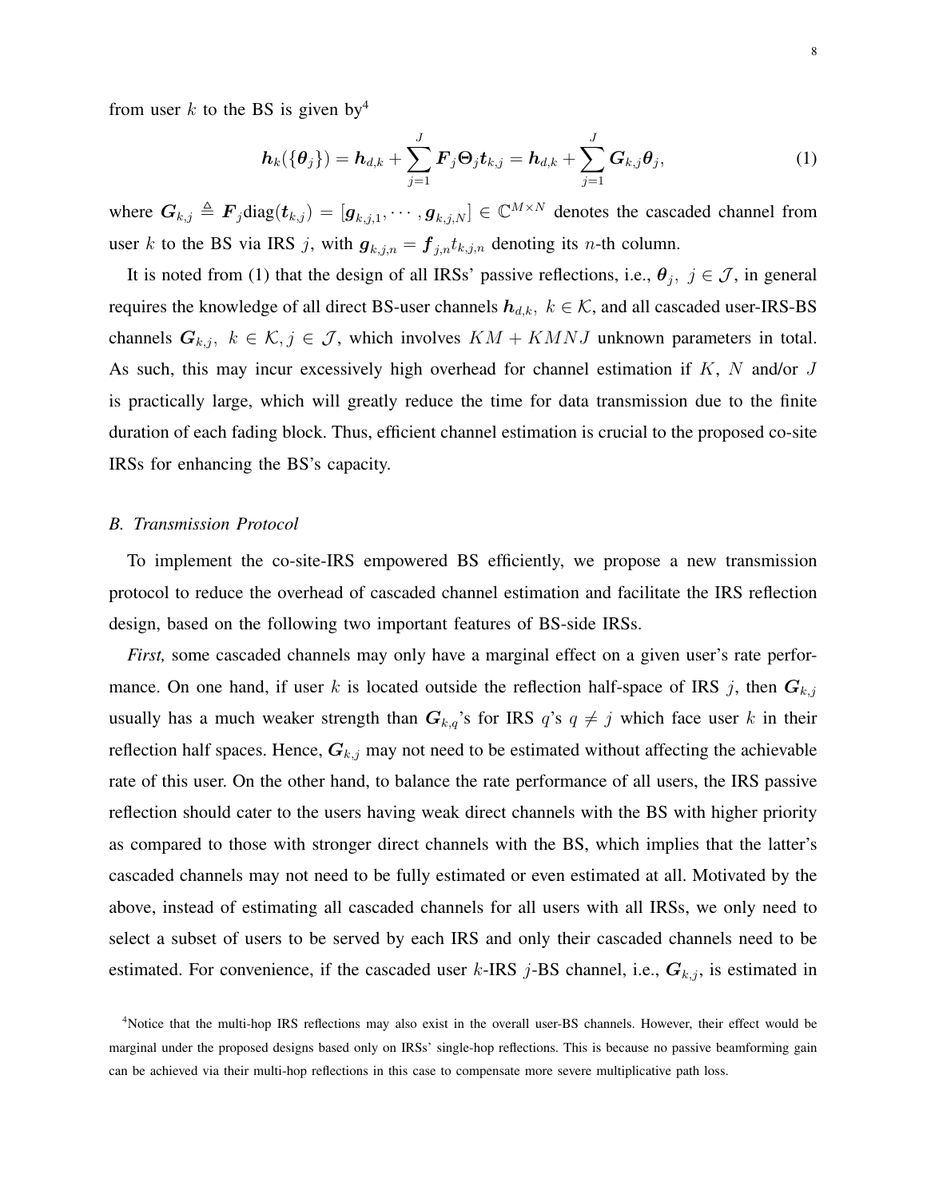from user $k$ to the BS is given by[4]

$$\boldsymbol{h}_k(\{\boldsymbol{\theta}_j\}) = \boldsymbol{h}_{d,k} + \sum_{j=1}^{J} \boldsymbol{F}_j \boldsymbol{\Theta}_j \boldsymbol{t}_{k,j} = \boldsymbol{h}_{d,k} + \sum_{j=1}^{J} \boldsymbol{G}_{k,j} \boldsymbol{\theta}_j, \tag{1}$$

where $\boldsymbol{G}_{k,j} \triangleq \boldsymbol{F}_j \text{diag}(\boldsymbol{t}_{k,j}) = [\boldsymbol{g}_{k,j,1}, \cdots, \boldsymbol{g}_{k,j,N}] \in \mathbb{C}^{M \times N}$ denotes the cascaded channel from user $k$ to the BS via IRS $j$, with $\boldsymbol{g}_{k,j,n} = \boldsymbol{f}_{j,n} t_{k,j,n}$ denoting its $n$-th column.

It is noted from (1) that the design of all IRSs' passive reflections, i.e., $\boldsymbol{\theta}_j,\ j \in \mathcal{J}$, in general requires the knowledge of all direct BS-user channels $\boldsymbol{h}_{d,k},\ k \in \mathcal{K}$, and all cascaded user-IRS-BS channels $\boldsymbol{G}_{k,j},\ k \in \mathcal{K}, j \in \mathcal{J}$, which involves $KM + KMNJ$ unknown parameters in total. As such, this may incur excessively high overhead for channel estimation if $K$, $N$ and/or $J$ is practically large, which will greatly reduce the time for data transmission due to the finite duration of each fading block. Thus, efficient channel estimation is crucial to the proposed co-site IRSs for enhancing the BS's capacity.

### B. Transmission Protocol

To implement the co-site-IRS empowered BS efficiently, we propose a new transmission protocol to reduce the overhead of cascaded channel estimation and facilitate the IRS reflection design, based on the following two important features of BS-side IRSs.

*First,* some cascaded channels may only have a marginal effect on a given user's rate performance. On one hand, if user $k$ is located outside the reflection half-space of IRS $j$, then $\boldsymbol{G}_{k,j}$ usually has a much weaker strength than $\boldsymbol{G}_{k,q}$'s for IRS $q$'s $q \neq j$ which face user $k$ in their reflection half spaces. Hence, $\boldsymbol{G}_{k,j}$ may not need to be estimated without affecting the achievable rate of this user. On the other hand, to balance the rate performance of all users, the IRS passive reflection should cater to the users having weak direct channels with the BS with higher priority as compared to those with stronger direct channels with the BS, which implies that the latter's cascaded channels may not need to be fully estimated or even estimated at all. Motivated by the above, instead of estimating all cascaded channels for all users with all IRSs, we only need to select a subset of users to be served by each IRS and only their cascaded channels need to be estimated. For convenience, if the cascaded user $k$-IRS $j$-BS channel, i.e., $\boldsymbol{G}_{k,j}$, is estimated in

[4]Notice that the multi-hop IRS reflections may also exist in the overall user-BS channels. However, their effect would be marginal under the proposed designs based only on IRSs' single-hop reflections. This is because no passive beamforming gain can be achieved via their multi-hop reflections in this case to compensate more severe multiplicative path loss.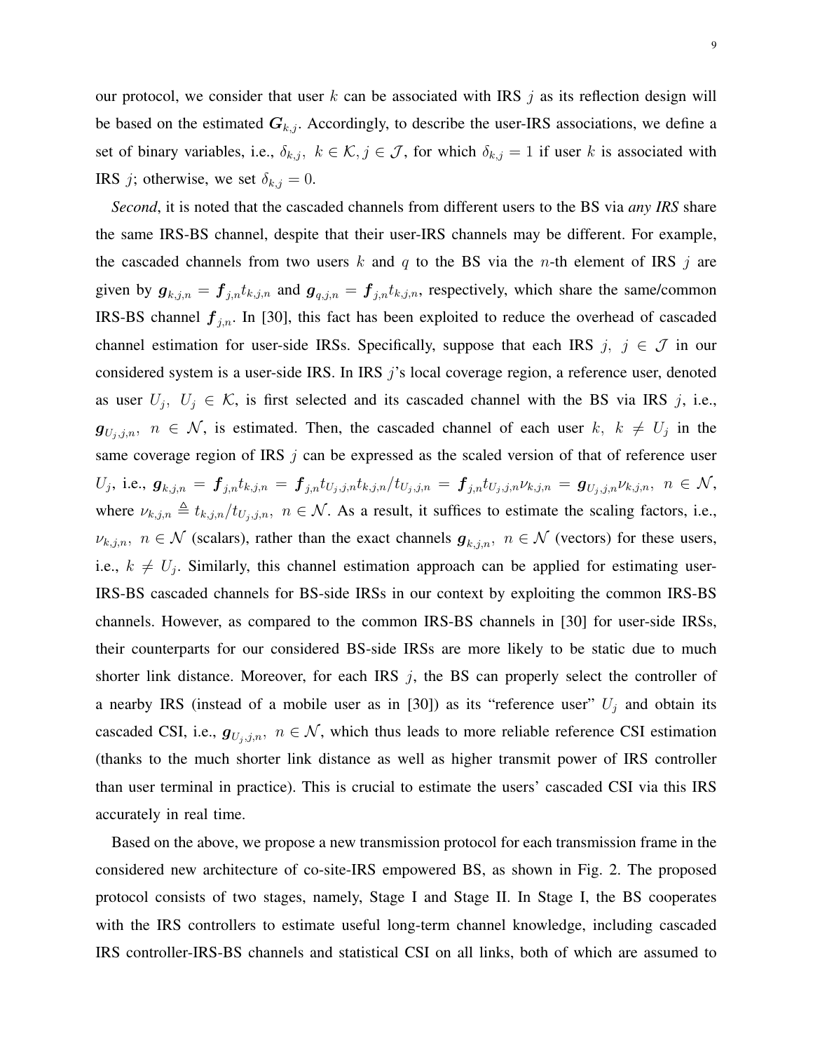our protocol, we consider that user $k$ can be associated with IRS $j$ as its reflection design will be based on the estimated $\boldsymbol{G}_{k,j}$. Accordingly, to describe the user-IRS associations, we define a set of binary variables, i.e., $\delta_{k,j},\ k \in \mathcal{K}, j \in \mathcal{J}$, for which $\delta_{k,j} = 1$ if user $k$ is associated with IRS $j$; otherwise, we set $\delta_{k,j} = 0$.

*Second*, it is noted that the cascaded channels from different users to the BS via *any IRS* share the same IRS-BS channel, despite that their user-IRS channels may be different. For example, the cascaded channels from two users $k$ and $q$ to the BS via the $n$-th element of IRS $j$ are given by $\boldsymbol{g}_{k,j,n} = \boldsymbol{f}_{j,n} t_{k,j,n}$ and $\boldsymbol{g}_{q,j,n} = \boldsymbol{f}_{j,n} t_{k,j,n}$, respectively, which share the same/common IRS-BS channel $\boldsymbol{f}_{j,n}$. In [30], this fact has been exploited to reduce the overhead of cascaded channel estimation for user-side IRSs. Specifically, suppose that each IRS $j,\ j \in \mathcal{J}$ in our considered system is a user-side IRS. In IRS $j$'s local coverage region, a reference user, denoted as user $U_j,\ U_j \in \mathcal{K}$, is first selected and its cascaded channel with the BS via IRS $j$, i.e., $\boldsymbol{g}_{U_j,j,n},\ n \in \mathcal{N}$, is estimated. Then, the cascaded channel of each user $k,\ k \neq U_j$ in the same coverage region of IRS $j$ can be expressed as the scaled version of that of reference user $U_j$, i.e., $\boldsymbol{g}_{k,j,n} = \boldsymbol{f}_{j,n} t_{k,j,n} = \boldsymbol{f}_{j,n} t_{U_j,j,n} t_{k,j,n} / t_{U_j,j,n} = \boldsymbol{f}_{j,n} t_{U_j,j,n} \nu_{k,j,n} = \boldsymbol{g}_{U_j,j,n} \nu_{k,j,n},\ n \in \mathcal{N}$, where $\nu_{k,j,n} \triangleq t_{k,j,n} / t_{U_j,j,n},\ n \in \mathcal{N}$. As a result, it suffices to estimate the scaling factors, i.e., $\nu_{k,j,n},\ n \in \mathcal{N}$ (scalars), rather than the exact channels $\boldsymbol{g}_{k,j,n},\ n \in \mathcal{N}$ (vectors) for these users, i.e., $k \neq U_j$. Similarly, this channel estimation approach can be applied for estimating user-IRS-BS cascaded channels for BS-side IRSs in our context by exploiting the common IRS-BS channels. However, as compared to the common IRS-BS channels in [30] for user-side IRSs, their counterparts for our considered BS-side IRSs are more likely to be static due to much shorter link distance. Moreover, for each IRS $j$, the BS can properly select the controller of a nearby IRS (instead of a mobile user as in [30]) as its "reference user" $U_j$ and obtain its cascaded CSI, i.e., $\boldsymbol{g}_{U_j,j,n},\ n \in \mathcal{N}$, which thus leads to more reliable reference CSI estimation (thanks to the much shorter link distance as well as higher transmit power of IRS controller than user terminal in practice). This is crucial to estimate the users' cascaded CSI via this IRS accurately in real time.

Based on the above, we propose a new transmission protocol for each transmission frame in the considered new architecture of co-site-IRS empowered BS, as shown in Fig. 2. The proposed protocol consists of two stages, namely, Stage I and Stage II. In Stage I, the BS cooperates with the IRS controllers to estimate useful long-term channel knowledge, including cascaded IRS controller-IRS-BS channels and statistical CSI on all links, both of which are assumed to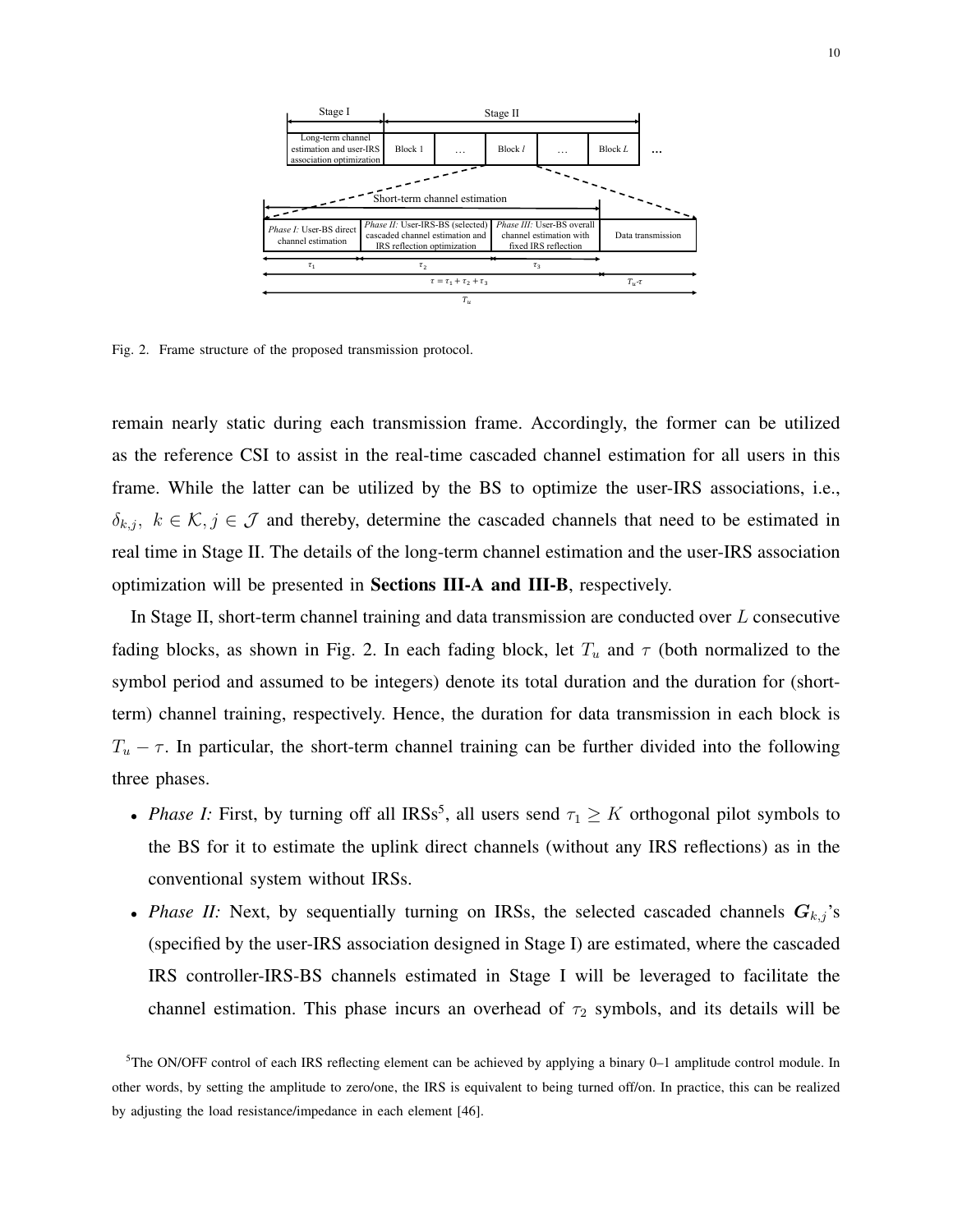Fig. 2. Frame structure of the proposed transmission protocol.

remain nearly static during each transmission frame. Accordingly, the former can be utilized as the reference CSI to assist in the real-time cascaded channel estimation for all users in this frame. While the latter can be utilized by the BS to optimize the user-IRS associations, i.e., $\delta_{k,j},\ k \in \mathcal{K}, j \in \mathcal{J}$ and thereby, determine the cascaded channels that need to be estimated in real time in Stage II. The details of the long-term channel estimation and the user-IRS association optimization will be presented in **Sections III-A and III-B**, respectively.

In Stage II, short-term channel training and data transmission are conducted over $L$ consecutive fading blocks, as shown in Fig. 2. In each fading block, let $T_u$ and $\tau$ (both normalized to the symbol period and assumed to be integers) denote its total duration and the duration for (short-term) channel training, respectively. Hence, the duration for data transmission in each block is $T_u - \tau$. In particular, the short-term channel training can be further divided into the following three phases.

- *Phase I:* First, by turning off all IRSs[5], all users send $\tau_1 \geq K$ orthogonal pilot symbols to the BS for it to estimate the uplink direct channels (without any IRS reflections) as in the conventional system without IRSs.
- *Phase II:* Next, by sequentially turning on IRSs, the selected cascaded channels $\boldsymbol{G}_{k,j}$'s (specified by the user-IRS association designed in Stage I) are estimated, where the cascaded IRS controller-IRS-BS channels estimated in Stage I will be leveraged to facilitate the channel estimation. This phase incurs an overhead of $\tau_2$ symbols, and its details will be

[5]The ON/OFF control of each IRS reflecting element can be achieved by applying a binary 0–1 amplitude control module. In other words, by setting the amplitude to zero/one, the IRS is equivalent to being turned off/on. In practice, this can be realized by adjusting the load resistance/impedance in each element [46].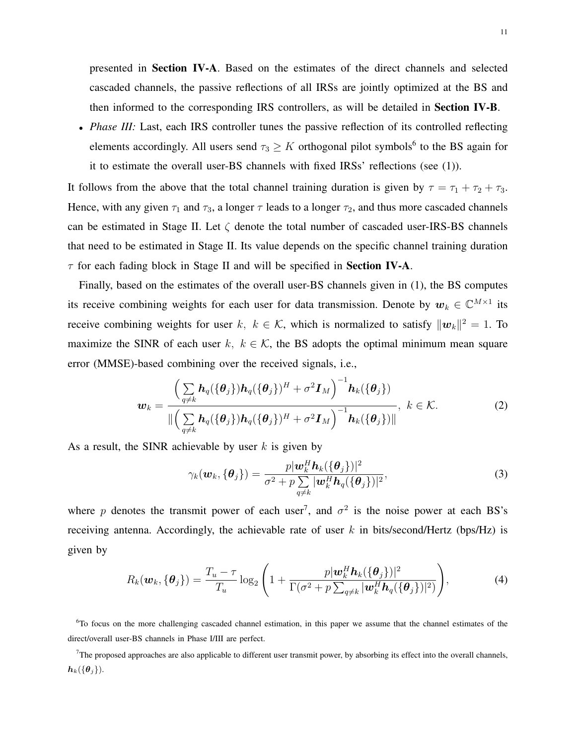presented in **Section IV-A**. Based on the estimates of the direct channels and selected cascaded channels, the passive reflections of all IRSs are jointly optimized at the BS and then informed to the corresponding IRS controllers, as will be detailed in **Section IV-B**.

- *Phase III:* Last, each IRS controller tunes the passive reflection of its controlled reflecting elements accordingly. All users send $\tau_3 \geq K$ orthogonal pilot symbols[6] to the BS again for it to estimate the overall user-BS channels with fixed IRSs' reflections (see (1)).

It follows from the above that the total channel training duration is given by $\tau = \tau_1 + \tau_2 + \tau_3$. Hence, with any given $\tau_1$ and $\tau_3$, a longer $\tau$ leads to a longer $\tau_2$, and thus more cascaded channels can be estimated in Stage II. Let $\zeta$ denote the total number of cascaded user-IRS-BS channels that need to be estimated in Stage II. Its value depends on the specific channel training duration $\tau$ for each fading block in Stage II and will be specified in **Section IV-A**.

Finally, based on the estimates of the overall user-BS channels given in (1), the BS computes its receive combining weights for each user for data transmission. Denote by $\boldsymbol{w}_k \in \mathbb{C}^{M\times 1}$ its receive combining weights for user $k,\ k \in \mathcal{K}$, which is normalized to satisfy $\|\boldsymbol{w}_k\|^2 = 1$. To maximize the SINR of each user $k,\ k \in \mathcal{K}$, the BS adopts the optimal minimum mean square error (MMSE)-based combining over the received signals, i.e.,

$$\boldsymbol{w}_k = \frac{\Big(\sum\limits_{q\neq k} \boldsymbol{h}_q(\{\boldsymbol{\theta}_j\})\boldsymbol{h}_q(\{\boldsymbol{\theta}_j\})^H + \sigma^2 \boldsymbol{I}_M\Big)^{-1}\boldsymbol{h}_k(\{\boldsymbol{\theta}_j\})}{\|\Big(\sum\limits_{q\neq k} \boldsymbol{h}_q(\{\boldsymbol{\theta}_j\})\boldsymbol{h}_q(\{\boldsymbol{\theta}_j\})^H + \sigma^2 \boldsymbol{I}_M\Big)^{-1}\boldsymbol{h}_k(\{\boldsymbol{\theta}_j\})\|},\ k \in \mathcal{K}. \tag{2}$$

As a result, the SINR achievable by user $k$ is given by

$$\gamma_k(\boldsymbol{w}_k, \{\boldsymbol{\theta}_j\}) = \frac{p|\boldsymbol{w}_k^H \boldsymbol{h}_k(\{\boldsymbol{\theta}_j\})|^2}{\sigma^2 + p\sum\limits_{q\neq k}|\boldsymbol{w}_k^H \boldsymbol{h}_q(\{\boldsymbol{\theta}_j\})|^2}, \tag{3}$$

where $p$ denotes the transmit power of each user[7], and $\sigma^2$ is the noise power at each BS's receiving antenna. Accordingly, the achievable rate of user $k$ in bits/second/Hertz (bps/Hz) is given by

$$R_k(\boldsymbol{w}_k, \{\boldsymbol{\theta}_j\}) = \frac{T_u - \tau}{T_u}\log_2\left(1 + \frac{p|\boldsymbol{w}_k^H \boldsymbol{h}_k(\{\boldsymbol{\theta}_j\})|^2}{\Gamma(\sigma^2 + p\sum_{q\neq k}|\boldsymbol{w}_k^H \boldsymbol{h}_q(\{\boldsymbol{\theta}_j\})|^2)}\right), \tag{4}$$

[6]To focus on the more challenging cascaded channel estimation, in this paper we assume that the channel estimates of the direct/overall user-BS channels in Phase I/III are perfect.

[7]The proposed approaches are also applicable to different user transmit power, by absorbing its effect into the overall channels, $\boldsymbol{h}_k(\{\boldsymbol{\theta}_j\})$.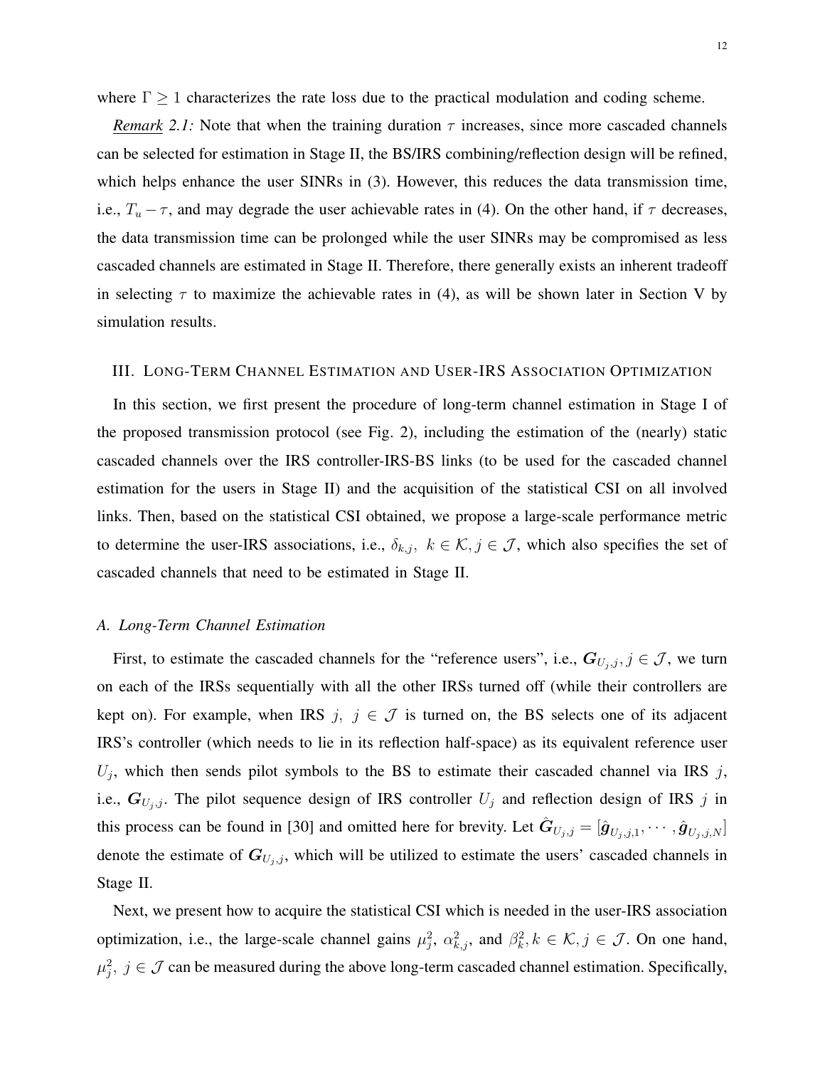where $\Gamma \geq 1$ characterizes the rate loss due to the practical modulation and coding scheme.

*Remark 2.1:* Note that when the training duration $\tau$ increases, since more cascaded channels can be selected for estimation in Stage II, the BS/IRS combining/reflection design will be refined, which helps enhance the user SINRs in (3). However, this reduces the data transmission time, i.e., $T_u - \tau$, and may degrade the user achievable rates in (4). On the other hand, if $\tau$ decreases, the data transmission time can be prolonged while the user SINRs may be compromised as less cascaded channels are estimated in Stage II. Therefore, there generally exists an inherent tradeoff in selecting $\tau$ to maximize the achievable rates in (4), as will be shown later in Section V by simulation results.

## III. Long-Term Channel Estimation and User-IRS Association Optimization

In this section, we first present the procedure of long-term channel estimation in Stage I of the proposed transmission protocol (see Fig. 2), including the estimation of the (nearly) static cascaded channels over the IRS controller-IRS-BS links (to be used for the cascaded channel estimation for the users in Stage II) and the acquisition of the statistical CSI on all involved links. Then, based on the statistical CSI obtained, we propose a large-scale performance metric to determine the user-IRS associations, i.e., $\delta_{k,j},\ k \in \mathcal{K}, j \in \mathcal{J}$, which also specifies the set of cascaded channels that need to be estimated in Stage II.

### A. Long-Term Channel Estimation

First, to estimate the cascaded channels for the "reference users", i.e., $\boldsymbol{G}_{U_j,j}, j \in \mathcal{J}$, we turn on each of the IRSs sequentially with all the other IRSs turned off (while their controllers are kept on). For example, when IRS $j,\ j \in \mathcal{J}$ is turned on, the BS selects one of its adjacent IRS's controller (which needs to lie in its reflection half-space) as its equivalent reference user $U_j$, which then sends pilot symbols to the BS to estimate their cascaded channel via IRS $j$, i.e., $\boldsymbol{G}_{U_j,j}$. The pilot sequence design of IRS controller $U_j$ and reflection design of IRS $j$ in this process can be found in [30] and omitted here for brevity. Let $\hat{\boldsymbol{G}}_{U_j,j} = [\hat{\boldsymbol{g}}_{U_j,j,1}, \cdots, \hat{\boldsymbol{g}}_{U_j,j,N}]$ denote the estimate of $\boldsymbol{G}_{U_j,j}$, which will be utilized to estimate the users' cascaded channels in Stage II.

Next, we present how to acquire the statistical CSI which is needed in the user-IRS association optimization, i.e., the large-scale channel gains $\mu_j^2$, $\alpha_{k,j}^2$, and $\beta_k^2, k \in \mathcal{K}, j \in \mathcal{J}$. On one hand, $\mu_j^2,\ j \in \mathcal{J}$ can be measured during the above long-term cascaded channel estimation. Specifically,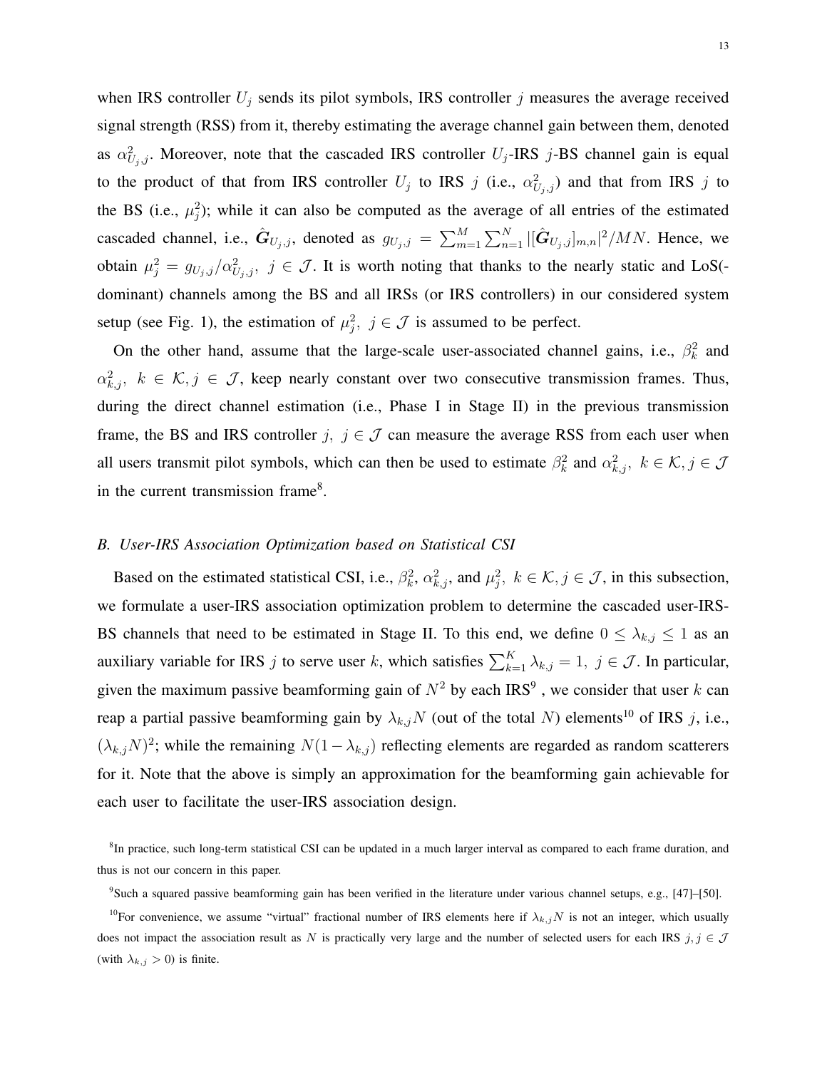when IRS controller $U_j$ sends its pilot symbols, IRS controller $j$ measures the average received signal strength (RSS) from it, thereby estimating the average channel gain between them, denoted as $\alpha_{U_j,j}^2$. Moreover, note that the cascaded IRS controller $U_j$-IRS $j$-BS channel gain is equal to the product of that from IRS controller $U_j$ to IRS $j$ (i.e., $\alpha_{U_j,j}^2$) and that from IRS $j$ to the BS (i.e., $\mu_j^2$); while it can also be computed as the average of all entries of the estimated cascaded channel, i.e., $\hat{\boldsymbol{G}}_{U_j,j}$, denoted as $g_{U_j,j} = \sum_{m=1}^{M}\sum_{n=1}^{N} |[\hat{\boldsymbol{G}}_{U_j,j}]_{m,n}|^2/MN$. Hence, we obtain $\mu_j^2 = g_{U_j,j}/\alpha_{U_j,j}^2,\ j \in \mathcal{J}$. It is worth noting that thanks to the nearly static and LoS(-dominant) channels among the BS and all IRSs (or IRS controllers) in our considered system setup (see Fig. 1), the estimation of $\mu_j^2,\ j \in \mathcal{J}$ is assumed to be perfect.

On the other hand, assume that the large-scale user-associated channel gains, i.e., $\beta_k^2$ and $\alpha_{k,j}^2,\ k \in \mathcal{K}, j \in \mathcal{J}$, keep nearly constant over two consecutive transmission frames. Thus, during the direct channel estimation (i.e., Phase I in Stage II) in the previous transmission frame, the BS and IRS controller $j,\ j \in \mathcal{J}$ can measure the average RSS from each user when all users transmit pilot symbols, which can then be used to estimate $\beta_k^2$ and $\alpha_{k,j}^2,\ k \in \mathcal{K}, j \in \mathcal{J}$ in the current transmission frame[8].

### *B. User-IRS Association Optimization based on Statistical CSI*

Based on the estimated statistical CSI, i.e., $\beta_k^2$, $\alpha_{k,j}^2$, and $\mu_j^2,\ k \in \mathcal{K}, j \in \mathcal{J}$, in this subsection, we formulate a user-IRS association optimization problem to determine the cascaded user-IRS-BS channels that need to be estimated in Stage II. To this end, we define $0 \leq \lambda_{k,j} \leq 1$ as an auxiliary variable for IRS $j$ to serve user $k$, which satisfies $\sum_{k=1}^{K} \lambda_{k,j} = 1,\ j \in \mathcal{J}$. In particular, given the maximum passive beamforming gain of $N^2$ by each IRS[9] , we consider that user $k$ can reap a partial passive beamforming gain by $\lambda_{k,j}N$ (out of the total $N$) elements[10] of IRS $j$, i.e., $(\lambda_{k,j}N)^2$; while the remaining $N(1-\lambda_{k,j})$ reflecting elements are regarded as random scatterers for it. Note that the above is simply an approximation for the beamforming gain achievable for each user to facilitate the user-IRS association design.

[8]In practice, such long-term statistical CSI can be updated in a much larger interval as compared to each frame duration, and thus is not our concern in this paper.

[9]Such a squared passive beamforming gain has been verified in the literature under various channel setups, e.g., [47]–[50].

[10]For convenience, we assume "virtual" fractional number of IRS elements here if $\lambda_{k,j}N$ is not an integer, which usually does not impact the association result as $N$ is practically very large and the number of selected users for each IRS $j, j \in \mathcal{J}$ (with $\lambda_{k,j} > 0$) is finite.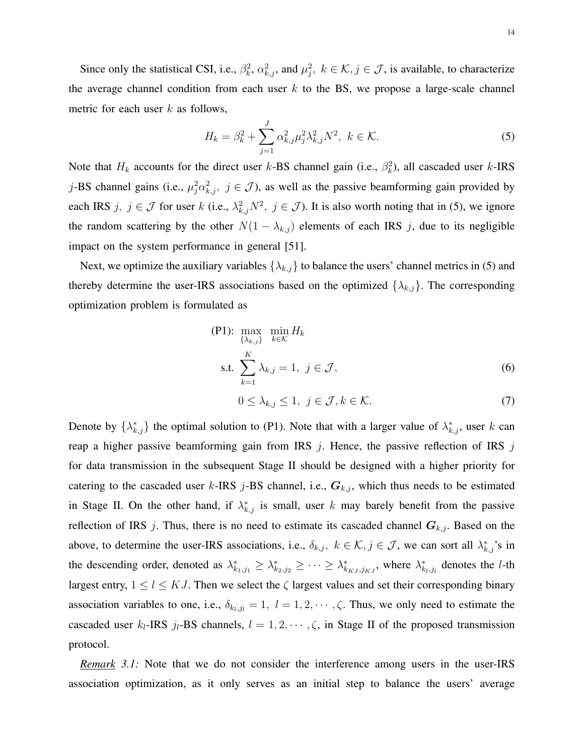Since only the statistical CSI, i.e., $\beta_k^2$, $\alpha_{k,j}^2$, and $\mu_j^2$, $k \in \mathcal{K}, j \in \mathcal{J}$, is available, to characterize the average channel condition from each user $k$ to the BS, we propose a large-scale channel metric for each user $k$ as follows,

$$H_k = \beta_k^2 + \sum_{j=1}^{J} \alpha_{k,j}^2 \mu_j^2 \lambda_{k,j}^2 N^2, \; k \in \mathcal{K}. \tag{5}$$

Note that $H_k$ accounts for the direct user $k$-BS channel gain (i.e., $\beta_k^2$), all cascaded user $k$-IRS $j$-BS channel gains (i.e., $\mu_j^2 \alpha_{k,j}^2, \; j \in \mathcal{J}$), as well as the passive beamforming gain provided by each IRS $j, \; j \in \mathcal{J}$ for user $k$ (i.e., $\lambda_{k,j}^2 N^2, \; j \in \mathcal{J}$). It is also worth noting that in (5), we ignore the random scattering by the other $N(1 - \lambda_{k,j})$ elements of each IRS $j$, due to its negligible impact on the system performance in general [51].

Next, we optimize the auxiliary variables $\{\lambda_{k,j}\}$ to balance the users' channel metrics in (5) and thereby determine the user-IRS associations based on the optimized $\{\lambda_{k,j}\}$. The corresponding optimization problem is formulated as

$$\text{(P1):} \; \max_{\{\lambda_{k,j}\}} \; \min_{k \in \mathcal{K}} H_k$$

$$\text{s.t.} \; \sum_{k=1}^{K} \lambda_{k,j} = 1, \; j \in \mathcal{J}, \tag{6}$$

$$0 \leq \lambda_{k,j} \leq 1, \; j \in \mathcal{J}, k \in \mathcal{K}. \tag{7}$$

Denote by $\{\lambda_{k,j}^*\}$ the optimal solution to (P1). Note that with a larger value of $\lambda_{k,j}^*$, user $k$ can reap a higher passive beamforming gain from IRS $j$. Hence, the passive reflection of IRS $j$ for data transmission in the subsequent Stage II should be designed with a higher priority for catering to the cascaded user $k$-IRS $j$-BS channel, i.e., $\boldsymbol{G}_{k,j}$, which thus needs to be estimated in Stage II. On the other hand, if $\lambda_{k,j}^*$ is small, user $k$ may barely benefit from the passive reflection of IRS $j$. Thus, there is no need to estimate its cascaded channel $\boldsymbol{G}_{k,j}$. Based on the above, to determine the user-IRS associations, i.e., $\delta_{k,j}, \; k \in \mathcal{K}, j \in \mathcal{J}$, we can sort all $\lambda_{k,j}^*$'s in the descending order, denoted as $\lambda_{k_1,j_1}^* \geq \lambda_{k_2,j_2}^* \geq \cdots \geq \lambda_{k_{KJ},j_{KJ}}^*$, where $\lambda_{k_l,j_l}^*$ denotes the $l$-th largest entry, $1 \leq l \leq KJ$. Then we select the $\zeta$ largest values and set their corresponding binary association variables to one, i.e., $\delta_{k_l,j_l} = 1, \; l = 1, 2, \cdots, \zeta$. Thus, we only need to estimate the cascaded user $k_l$-IRS $j_l$-BS channels, $l = 1, 2, \cdots, \zeta$, in Stage II of the proposed transmission protocol.

*Remark 3.1:* Note that we do not consider the interference among users in the user-IRS association optimization, as it only serves as an initial step to balance the users' average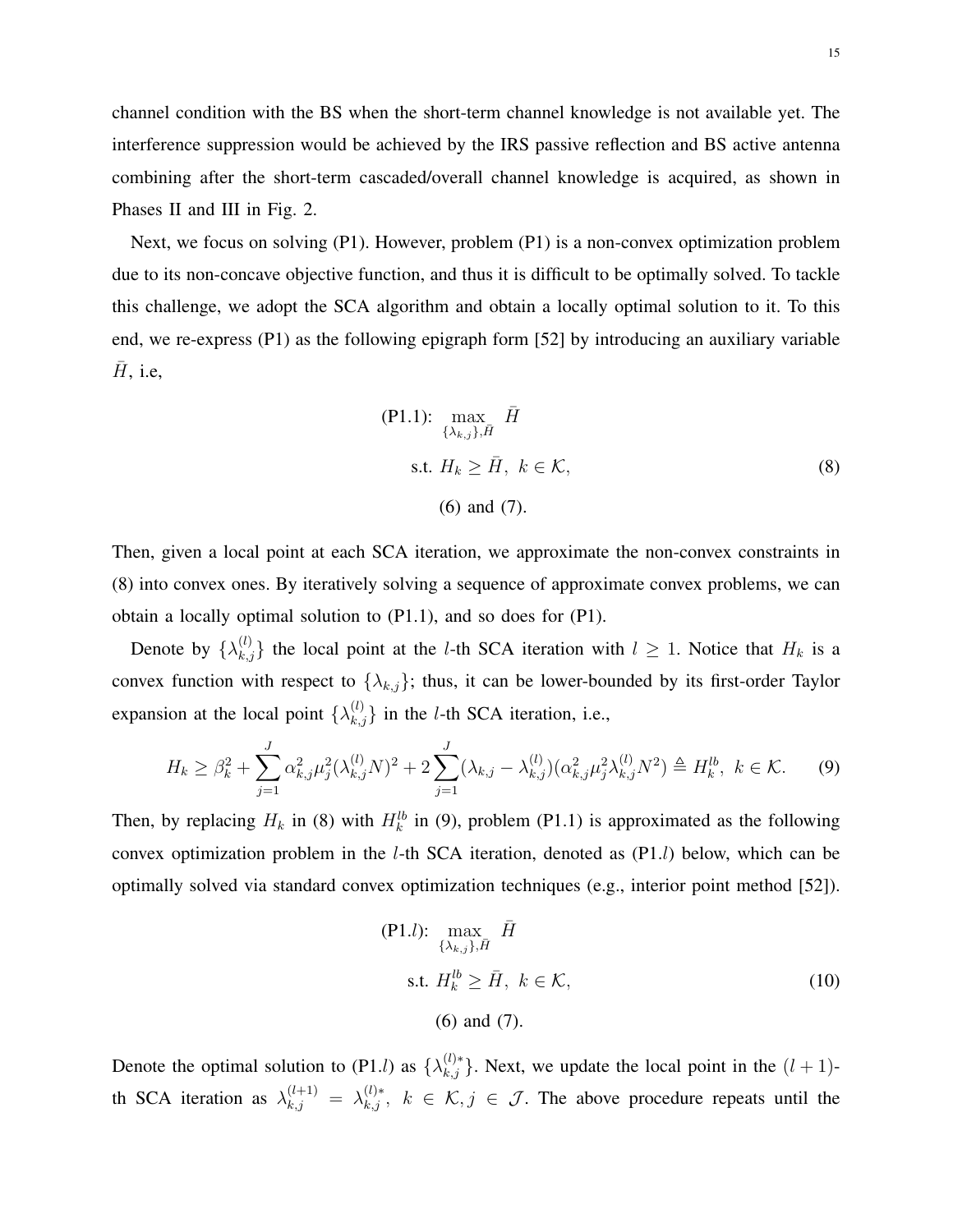channel condition with the BS when the short-term channel knowledge is not available yet. The interference suppression would be achieved by the IRS passive reflection and BS active antenna combining after the short-term cascaded/overall channel knowledge is acquired, as shown in Phases II and III in Fig. 2.

Next, we focus on solving (P1). However, problem (P1) is a non-convex optimization problem due to its non-concave objective function, and thus it is difficult to be optimally solved. To tackle this challenge, we adopt the SCA algorithm and obtain a locally optimal solution to it. To this end, we re-express (P1) as the following epigraph form [52] by introducing an auxiliary variable $\bar{H}$, i.e,

$$
\begin{aligned}
\text{(P1.1):} \quad & \max_{\{\lambda_{k,j}\},\bar{H}} \ \bar{H} \\
\text{s.t.} \quad & H_k \geq \bar{H}, \ k \in \mathcal{K}, \qquad (8) \\
& \text{(6) and (7).}
\end{aligned}
$$

Then, given a local point at each SCA iteration, we approximate the non-convex constraints in (8) into convex ones. By iteratively solving a sequence of approximate convex problems, we can obtain a locally optimal solution to (P1.1), and so does for (P1).

Denote by $\{\lambda_{k,j}^{(l)}\}$ the local point at the $l$-th SCA iteration with $l \geq 1$. Notice that $H_k$ is a convex function with respect to $\{\lambda_{k,j}\}$; thus, it can be lower-bounded by its first-order Taylor expansion at the local point $\{\lambda_{k,j}^{(l)}\}$ in the $l$-th SCA iteration, i.e.,

$$
H_k \geq \beta_k^2 + \sum_{j=1}^{J} \alpha_{k,j}^2 \mu_j^2 (\lambda_{k,j}^{(l)} N)^2 + 2\sum_{j=1}^{J} (\lambda_{k,j} - \lambda_{k,j}^{(l)})(\alpha_{k,j}^2 \mu_j^2 \lambda_{k,j}^{(l)} N^2) \triangleq H_k^{lb}, \ k \in \mathcal{K}. \qquad (9)
$$

Then, by replacing $H_k$ in (8) with $H_k^{lb}$ in (9), problem (P1.1) is approximated as the following convex optimization problem in the $l$-th SCA iteration, denoted as (P1.$l$) below, which can be optimally solved via standard convex optimization techniques (e.g., interior point method [52]).

$$
\begin{aligned}
\text{(P1.}l\text{):} \quad & \max_{\{\lambda_{k,j}\},\bar{H}} \ \bar{H} \\
\text{s.t.} \quad & H_k^{lb} \geq \bar{H}, \ k \in \mathcal{K}, \qquad (10) \\
& \text{(6) and (7).}
\end{aligned}
$$

Denote the optimal solution to (P1.$l$) as $\{\lambda_{k,j}^{(l)*}\}$. Next, we update the local point in the $(l+1)$-th SCA iteration as $\lambda_{k,j}^{(l+1)} = \lambda_{k,j}^{(l)*}, \ k \in \mathcal{K}, j \in \mathcal{J}$. The above procedure repeats until the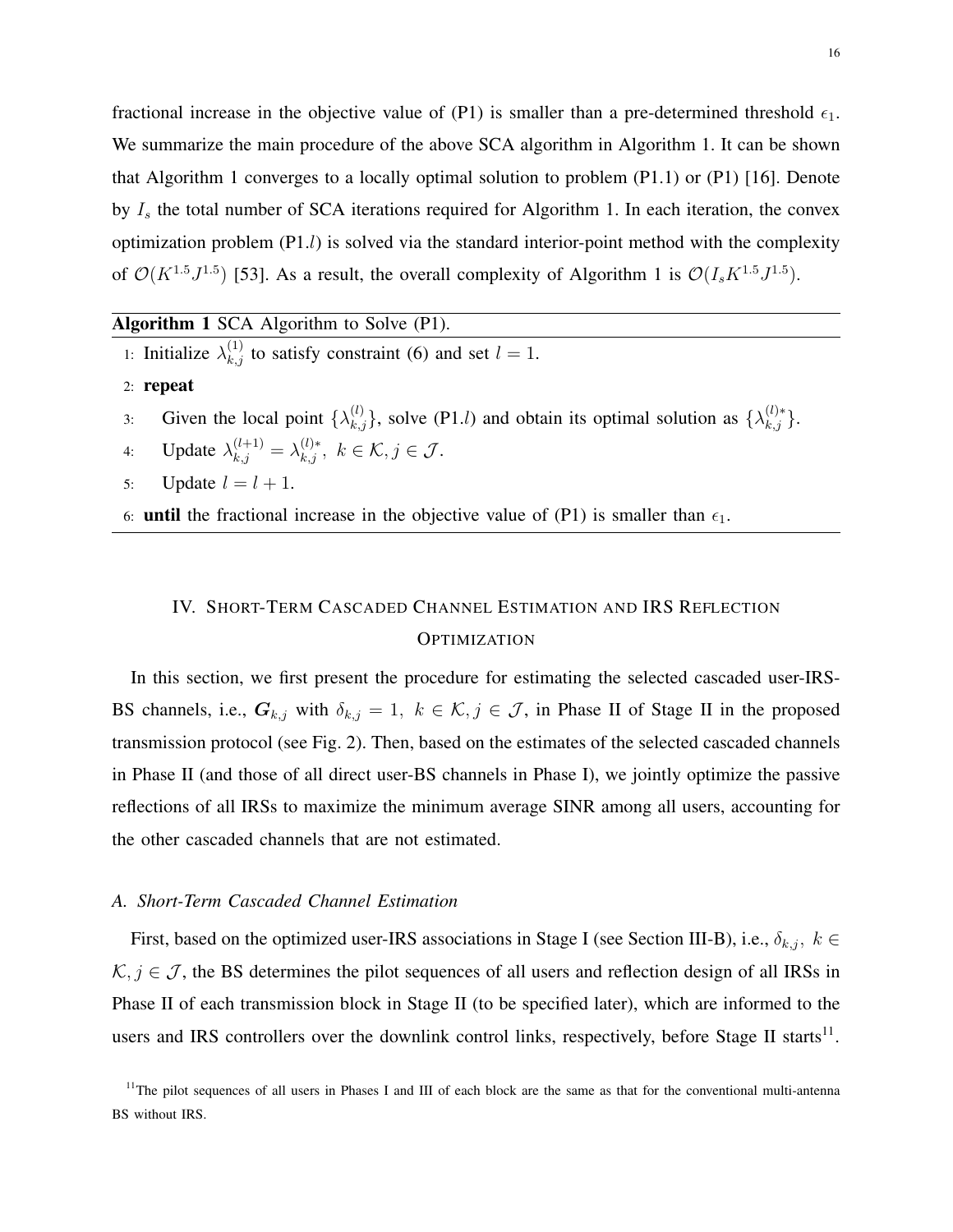fractional increase in the objective value of (P1) is smaller than a pre-determined threshold $\epsilon_1$. We summarize the main procedure of the above SCA algorithm in Algorithm 1. It can be shown that Algorithm 1 converges to a locally optimal solution to problem (P1.1) or (P1) [16]. Denote by $I_s$ the total number of SCA iterations required for Algorithm 1. In each iteration, the convex optimization problem (P1.$l$) is solved via the standard interior-point method with the complexity of $\mathcal{O}(K^{1.5}J^{1.5})$ [53]. As a result, the overall complexity of Algorithm 1 is $\mathcal{O}(I_s K^{1.5}J^{1.5})$.

**Algorithm 1** SCA Algorithm to Solve (P1).

1: Initialize $\lambda_{k,j}^{(1)}$ to satisfy constraint (6) and set $l = 1$.
2: **repeat**
3: Given the local point $\{\lambda_{k,j}^{(l)}\}$, solve (P1.$l$) and obtain its optimal solution as $\{\lambda_{k,j}^{(l)*}\}$.
4: Update $\lambda_{k,j}^{(l+1)} = \lambda_{k,j}^{(l)*},\ k \in \mathcal{K}, j \in \mathcal{J}$.
5: Update $l = l + 1$.
6: **until** the fractional increase in the objective value of (P1) is smaller than $\epsilon_1$.

## IV. Short-Term Cascaded Channel Estimation and IRS Reflection Optimization

In this section, we first present the procedure for estimating the selected cascaded user-IRS-BS channels, i.e., $\boldsymbol{G}_{k,j}$ with $\delta_{k,j} = 1,\ k \in \mathcal{K}, j \in \mathcal{J}$, in Phase II of Stage II in the proposed transmission protocol (see Fig. 2). Then, based on the estimates of the selected cascaded channels in Phase II (and those of all direct user-BS channels in Phase I), we jointly optimize the passive reflections of all IRSs to maximize the minimum average SINR among all users, accounting for the other cascaded channels that are not estimated.

### *A. Short-Term Cascaded Channel Estimation*

First, based on the optimized user-IRS associations in Stage I (see Section III-B), i.e., $\delta_{k,j},\ k \in \mathcal{K}, j \in \mathcal{J}$, the BS determines the pilot sequences of all users and reflection design of all IRSs in Phase II of each transmission block in Stage II (to be specified later), which are informed to the users and IRS controllers over the downlink control links, respectively, before Stage II starts[11].

[11] The pilot sequences of all users in Phases I and III of each block are the same as that for the conventional multi-antenna BS without IRS.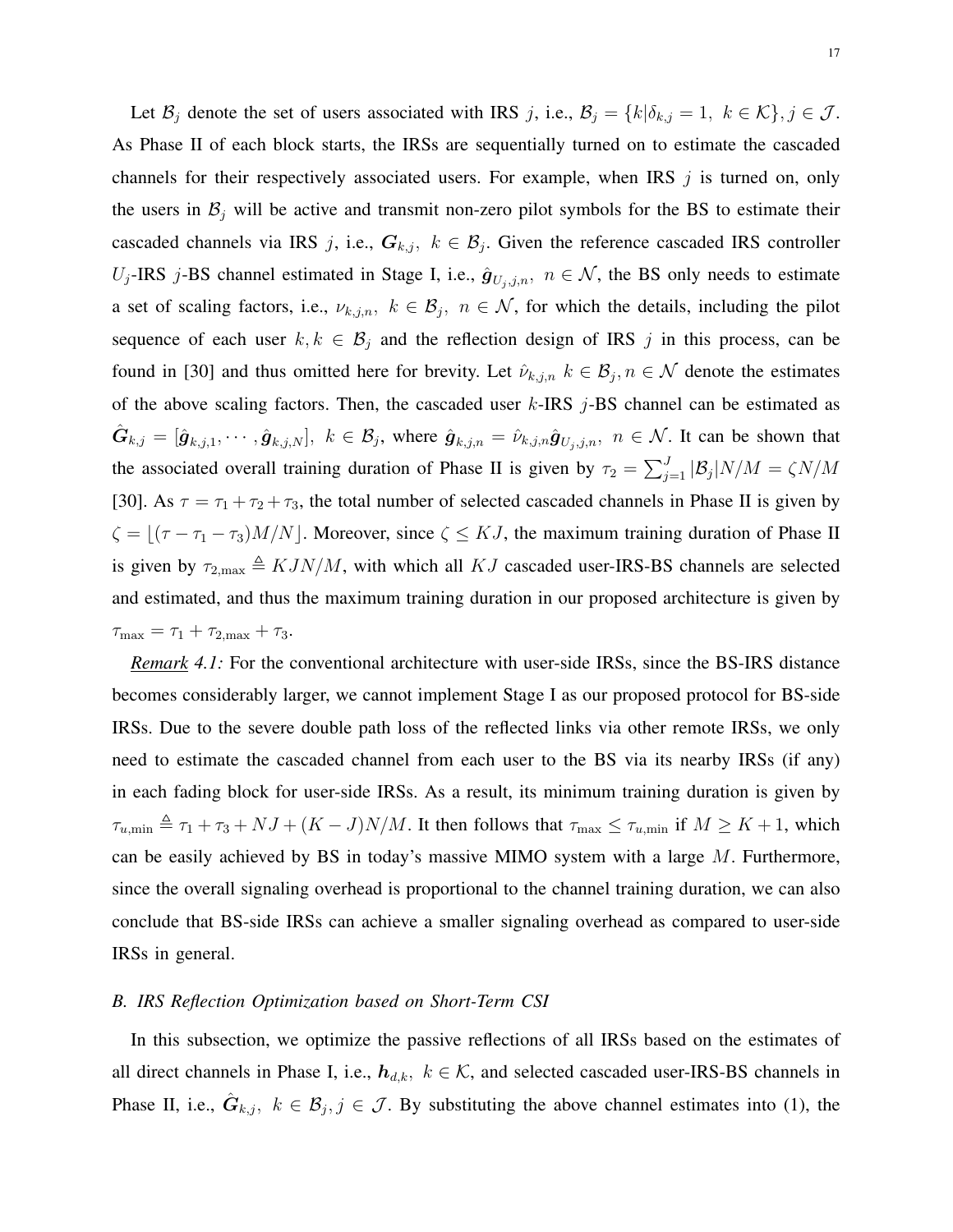Let $\mathcal{B}_j$ denote the set of users associated with IRS $j$, i.e., $\mathcal{B}_j = \{k | \delta_{k,j} = 1,\ k \in \mathcal{K}\}, j \in \mathcal{J}$. As Phase II of each block starts, the IRSs are sequentially turned on to estimate the cascaded channels for their respectively associated users. For example, when IRS $j$ is turned on, only the users in $\mathcal{B}_j$ will be active and transmit non-zero pilot symbols for the BS to estimate their cascaded channels via IRS $j$, i.e., $\boldsymbol{G}_{k,j},\ k \in \mathcal{B}_j$. Given the reference cascaded IRS controller $U_j$-IRS $j$-BS channel estimated in Stage I, i.e., $\hat{\boldsymbol{g}}_{U_j,j,n},\ n \in \mathcal{N}$, the BS only needs to estimate a set of scaling factors, i.e., $\nu_{k,j,n},\ k \in \mathcal{B}_j,\ n \in \mathcal{N}$, for which the details, including the pilot sequence of each user $k, k \in \mathcal{B}_j$ and the reflection design of IRS $j$ in this process, can be found in [30] and thus omitted here for brevity. Let $\hat{\nu}_{k,j,n}\ k \in \mathcal{B}_j, n \in \mathcal{N}$ denote the estimates of the above scaling factors. Then, the cascaded user $k$-IRS $j$-BS channel can be estimated as $\hat{\boldsymbol{G}}_{k,j} = [\hat{\boldsymbol{g}}_{k,j,1}, \cdots, \hat{\boldsymbol{g}}_{k,j,N}],\ k \in \mathcal{B}_j$, where $\hat{\boldsymbol{g}}_{k,j,n} = \hat{\nu}_{k,j,n} \hat{\boldsymbol{g}}_{U_j,j,n},\ n \in \mathcal{N}$. It can be shown that the associated overall training duration of Phase II is given by $\tau_2 = \sum_{j=1}^{J} |\mathcal{B}_j| N/M = \zeta N/M$ [30]. As $\tau = \tau_1 + \tau_2 + \tau_3$, the total number of selected cascaded channels in Phase II is given by $\zeta = \lfloor (\tau - \tau_1 - \tau_3) M/N \rfloor$. Moreover, since $\zeta \leq KJ$, the maximum training duration of Phase II is given by $\tau_{2,\max} \triangleq KJN/M$, with which all $KJ$ cascaded user-IRS-BS channels are selected and estimated, and thus the maximum training duration in our proposed architecture is given by $\tau_{\max} = \tau_1 + \tau_{2,\max} + \tau_3$.

*Remark 4.1:* For the conventional architecture with user-side IRSs, since the BS-IRS distance becomes considerably larger, we cannot implement Stage I as our proposed protocol for BS-side IRSs. Due to the severe double path loss of the reflected links via other remote IRSs, we only need to estimate the cascaded channel from each user to the BS via its nearby IRSs (if any) in each fading block for user-side IRSs. As a result, its minimum training duration is given by $\tau_{u,\min} \triangleq \tau_1 + \tau_3 + NJ + (K - J)N/M$. It then follows that $\tau_{\max} \leq \tau_{u,\min}$ if $M \geq K + 1$, which can be easily achieved by BS in today's massive MIMO system with a large $M$. Furthermore, since the overall signaling overhead is proportional to the channel training duration, we can also conclude that BS-side IRSs can achieve a smaller signaling overhead as compared to user-side IRSs in general.

### *B. IRS Reflection Optimization based on Short-Term CSI*

In this subsection, we optimize the passive reflections of all IRSs based on the estimates of all direct channels in Phase I, i.e., $\boldsymbol{h}_{d,k},\ k \in \mathcal{K}$, and selected cascaded user-IRS-BS channels in Phase II, i.e., $\hat{\boldsymbol{G}}_{k,j},\ k \in \mathcal{B}_j, j \in \mathcal{J}$. By substituting the above channel estimates into (1), the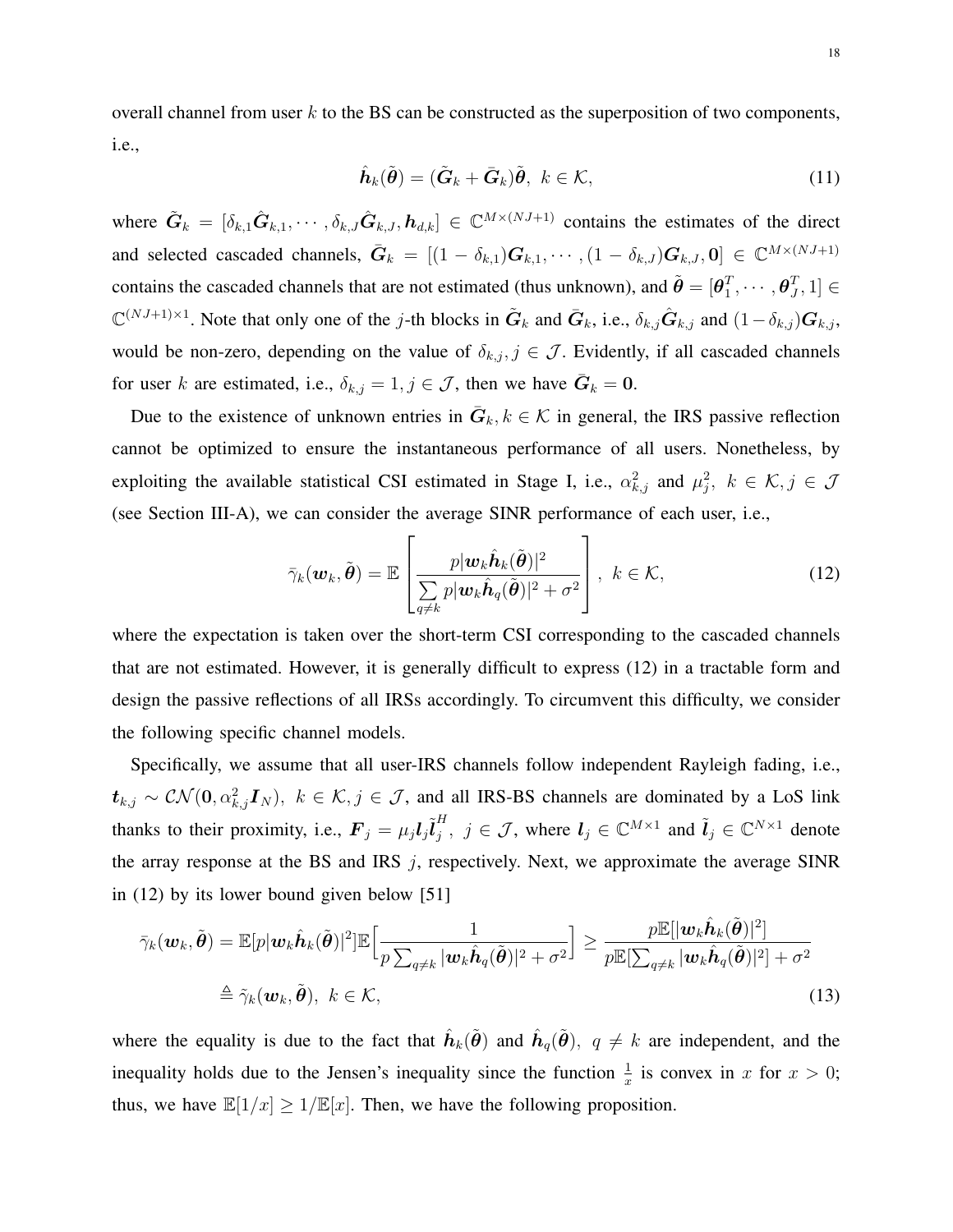overall channel from user $k$ to the BS can be constructed as the superposition of two components, i.e.,

$$\hat{\boldsymbol{h}}_k(\tilde{\boldsymbol{\theta}}) = (\tilde{\boldsymbol{G}}_k + \bar{\boldsymbol{G}}_k)\tilde{\boldsymbol{\theta}},\ k \in \mathcal{K}, \tag{11}$$

where $\tilde{\boldsymbol{G}}_k = [\delta_{k,1}\hat{\boldsymbol{G}}_{k,1}, \cdots, \delta_{k,J}\hat{\boldsymbol{G}}_{k,J}, \boldsymbol{h}_{d,k}] \in \mathbb{C}^{M\times(NJ+1)}$ contains the estimates of the direct and selected cascaded channels, $\bar{\boldsymbol{G}}_k = [(1-\delta_{k,1})\boldsymbol{G}_{k,1}, \cdots, (1-\delta_{k,J})\boldsymbol{G}_{k,J}, \boldsymbol{0}] \in \mathbb{C}^{M\times(NJ+1)}$ contains the cascaded channels that are not estimated (thus unknown), and $\tilde{\boldsymbol{\theta}} = [\boldsymbol{\theta}_1^T, \cdots, \boldsymbol{\theta}_J^T, 1] \in \mathbb{C}^{(NJ+1)\times 1}$. Note that only one of the $j$-th blocks in $\tilde{\boldsymbol{G}}_k$ and $\bar{\boldsymbol{G}}_k$, i.e., $\delta_{k,j}\hat{\boldsymbol{G}}_{k,j}$ and $(1-\delta_{k,j})\boldsymbol{G}_{k,j}$, would be non-zero, depending on the value of $\delta_{k,j}, j \in \mathcal{J}$. Evidently, if all cascaded channels for user $k$ are estimated, i.e., $\delta_{k,j} = 1, j \in \mathcal{J}$, then we have $\bar{\boldsymbol{G}}_k = \boldsymbol{0}$.

Due to the existence of unknown entries in $\bar{\boldsymbol{G}}_k, k \in \mathcal{K}$ in general, the IRS passive reflection cannot be optimized to ensure the instantaneous performance of all users. Nonetheless, by exploiting the available statistical CSI estimated in Stage I, i.e., $\alpha_{k,j}^2$ and $\mu_j^2,\ k \in \mathcal{K}, j \in \mathcal{J}$ (see Section III-A), we can consider the average SINR performance of each user, i.e.,

$$\bar{\gamma}_k(\boldsymbol{w}_k, \tilde{\boldsymbol{\theta}}) = \mathbb{E}\left[\frac{p|\boldsymbol{w}_k\hat{\boldsymbol{h}}_k(\tilde{\boldsymbol{\theta}})|^2}{\sum\limits_{q\neq k} p|\boldsymbol{w}_k\hat{\boldsymbol{h}}_q(\tilde{\boldsymbol{\theta}})|^2 + \sigma^2}\right],\ k \in \mathcal{K}, \tag{12}$$

where the expectation is taken over the short-term CSI corresponding to the cascaded channels that are not estimated. However, it is generally difficult to express (12) in a tractable form and design the passive reflections of all IRSs accordingly. To circumvent this difficulty, we consider the following specific channel models.

Specifically, we assume that all user-IRS channels follow independent Rayleigh fading, i.e., $\boldsymbol{t}_{k,j} \sim \mathcal{CN}(\boldsymbol{0}, \alpha_{k,j}^2\boldsymbol{I}_N),\ k \in \mathcal{K}, j \in \mathcal{J}$, and all IRS-BS channels are dominated by a LoS link thanks to their proximity, i.e., $\boldsymbol{F}_j = \mu_j\boldsymbol{l}_j\tilde{\boldsymbol{l}}_j^H,\ j \in \mathcal{J}$, where $\boldsymbol{l}_j \in \mathbb{C}^{M\times 1}$ and $\tilde{\boldsymbol{l}}_j \in \mathbb{C}^{N\times 1}$ denote the array response at the BS and IRS $j$, respectively. Next, we approximate the average SINR in (12) by its lower bound given below [51]

$$\begin{aligned}
\bar{\gamma}_k(\boldsymbol{w}_k, \tilde{\boldsymbol{\theta}}) &= \mathbb{E}[p|\boldsymbol{w}_k\hat{\boldsymbol{h}}_k(\tilde{\boldsymbol{\theta}})|^2]\mathbb{E}\Big[\frac{1}{p\sum_{q\neq k}|\boldsymbol{w}_k\hat{\boldsymbol{h}}_q(\tilde{\boldsymbol{\theta}})|^2 + \sigma^2}\Big] \geq \frac{p\mathbb{E}[|\boldsymbol{w}_k\hat{\boldsymbol{h}}_k(\tilde{\boldsymbol{\theta}})|^2]}{p\mathbb{E}[\sum_{q\neq k}|\boldsymbol{w}_k\hat{\boldsymbol{h}}_q(\tilde{\boldsymbol{\theta}})|^2] + \sigma^2} \\
&\triangleq \tilde{\gamma}_k(\boldsymbol{w}_k, \tilde{\boldsymbol{\theta}}),\ k \in \mathcal{K},
\end{aligned} \tag{13}$$

where the equality is due to the fact that $\hat{\boldsymbol{h}}_k(\tilde{\boldsymbol{\theta}})$ and $\hat{\boldsymbol{h}}_q(\tilde{\boldsymbol{\theta}}),\ q \neq k$ are independent, and the inequality holds due to the Jensen's inequality since the function $\frac{1}{x}$ is convex in $x$ for $x > 0$; thus, we have $\mathbb{E}[1/x] \geq 1/\mathbb{E}[x]$. Then, we have the following proposition.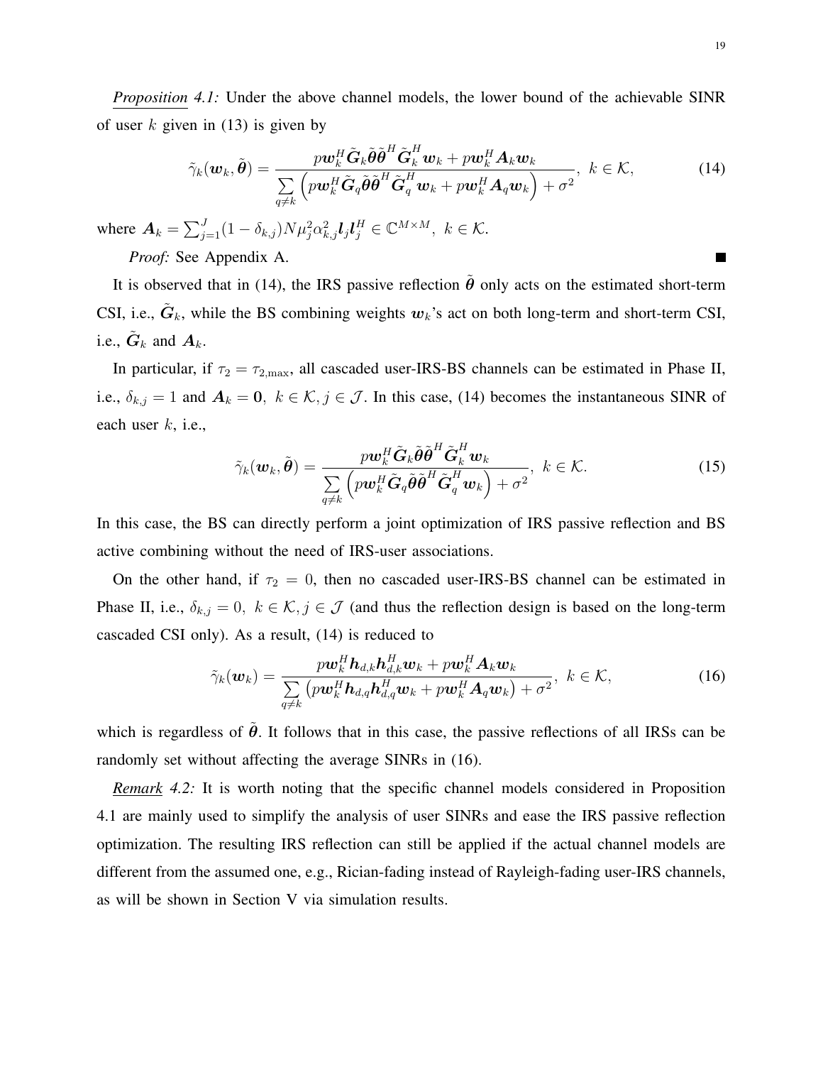*Proposition 4.1:* Under the above channel models, the lower bound of the achievable SINR of user $k$ given in (13) is given by

$$\tilde{\gamma}_k(\boldsymbol{w}_k, \tilde{\boldsymbol{\theta}}) = \frac{p\boldsymbol{w}_k^H \tilde{\boldsymbol{G}}_k \tilde{\boldsymbol{\theta}} \tilde{\boldsymbol{\theta}}^H \tilde{\boldsymbol{G}}_k^H \boldsymbol{w}_k + p\boldsymbol{w}_k^H \boldsymbol{A}_k \boldsymbol{w}_k}{\sum\limits_{q \neq k} \left( p\boldsymbol{w}_k^H \tilde{\boldsymbol{G}}_q \tilde{\boldsymbol{\theta}} \tilde{\boldsymbol{\theta}}^H \tilde{\boldsymbol{G}}_q^H \boldsymbol{w}_k + p\boldsymbol{w}_k^H \boldsymbol{A}_q \boldsymbol{w}_k \right) + \sigma^2}, \ k \in \mathcal{K}, \tag{14}$$

where $\boldsymbol{A}_k = \sum_{j=1}^{J} (1 - \delta_{k,j}) N \mu_j^2 \alpha_{k,j}^2 \boldsymbol{l}_j \boldsymbol{l}_j^H \in \mathbb{C}^{M \times M}, \ k \in \mathcal{K}$.

*Proof:* See Appendix A. ∎

It is observed that in (14), the IRS passive reflection $\tilde{\boldsymbol{\theta}}$ only acts on the estimated short-term CSI, i.e., $\tilde{\boldsymbol{G}}_k$, while the BS combining weights $\boldsymbol{w}_k$'s act on both long-term and short-term CSI, i.e., $\tilde{\boldsymbol{G}}_k$ and $\boldsymbol{A}_k$.

In particular, if $\tau_2 = \tau_{2,\max}$, all cascaded user-IRS-BS channels can be estimated in Phase II, i.e., $\delta_{k,j} = 1$ and $\boldsymbol{A}_k = \boldsymbol{0}, \ k \in \mathcal{K}, j \in \mathcal{J}$. In this case, (14) becomes the instantaneous SINR of each user $k$, i.e.,

$$\tilde{\gamma}_k(\boldsymbol{w}_k, \tilde{\boldsymbol{\theta}}) = \frac{p\boldsymbol{w}_k^H \tilde{\boldsymbol{G}}_k \tilde{\boldsymbol{\theta}} \tilde{\boldsymbol{\theta}}^H \tilde{\boldsymbol{G}}_k^H \boldsymbol{w}_k}{\sum\limits_{q \neq k} \left( p\boldsymbol{w}_k^H \tilde{\boldsymbol{G}}_q \tilde{\boldsymbol{\theta}} \tilde{\boldsymbol{\theta}}^H \tilde{\boldsymbol{G}}_q^H \boldsymbol{w}_k \right) + \sigma^2}, \ k \in \mathcal{K}. \tag{15}$$

In this case, the BS can directly perform a joint optimization of IRS passive reflection and BS active combining without the need of IRS-user associations.

On the other hand, if $\tau_2 = 0$, then no cascaded user-IRS-BS channel can be estimated in Phase II, i.e., $\delta_{k,j} = 0, \ k \in \mathcal{K}, j \in \mathcal{J}$ (and thus the reflection design is based on the long-term cascaded CSI only). As a result, (14) is reduced to

$$\tilde{\gamma}_k(\boldsymbol{w}_k) = \frac{p\boldsymbol{w}_k^H \boldsymbol{h}_{d,k} \boldsymbol{h}_{d,k}^H \boldsymbol{w}_k + p\boldsymbol{w}_k^H \boldsymbol{A}_k \boldsymbol{w}_k}{\sum\limits_{q \neq k} \left( p\boldsymbol{w}_k^H \boldsymbol{h}_{d,q} \boldsymbol{h}_{d,q}^H \boldsymbol{w}_k + p\boldsymbol{w}_k^H \boldsymbol{A}_q \boldsymbol{w}_k \right) + \sigma^2}, \ k \in \mathcal{K}, \tag{16}$$

which is regardless of $\tilde{\boldsymbol{\theta}}$. It follows that in this case, the passive reflections of all IRSs can be randomly set without affecting the average SINRs in (16).

*Remark 4.2:* It is worth noting that the specific channel models considered in Proposition 4.1 are mainly used to simplify the analysis of user SINRs and ease the IRS passive reflection optimization. The resulting IRS reflection can still be applied if the actual channel models are different from the assumed one, e.g., Rician-fading instead of Rayleigh-fading user-IRS channels, as will be shown in Section V via simulation results.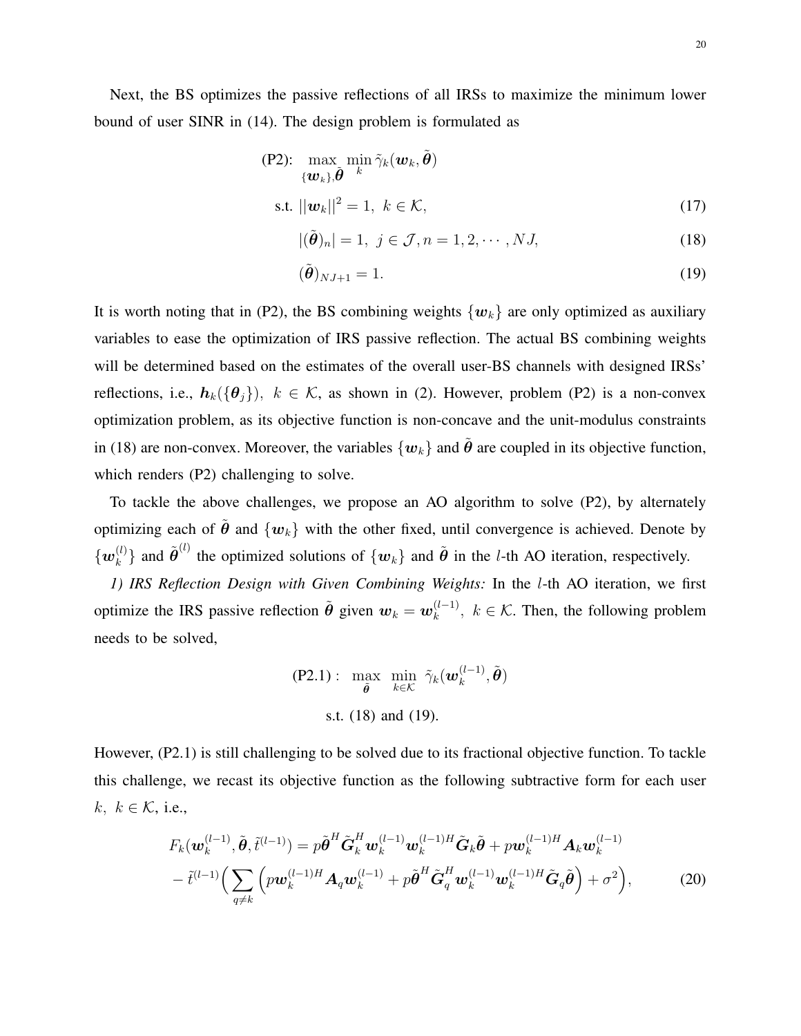Next, the BS optimizes the passive reflections of all IRSs to maximize the minimum lower bound of user SINR in (14). The design problem is formulated as

$$
\begin{aligned}
\text{(P2):}\quad & \max_{\{\boldsymbol{w}_k\},\tilde{\boldsymbol{\theta}}} \min_{k} \tilde{\gamma}_k(\boldsymbol{w}_k, \tilde{\boldsymbol{\theta}}) \\
\text{s.t.}\quad & ||\boldsymbol{w}_k||^2 = 1,\ k \in \mathcal{K}, && (17)\\
& |(\tilde{\boldsymbol{\theta}})_n| = 1,\ j \in \mathcal{J}, n = 1, 2, \cdots, NJ, && (18)\\
& (\tilde{\boldsymbol{\theta}})_{NJ+1} = 1. && (19)
\end{aligned}
$$

It is worth noting that in (P2), the BS combining weights $\{\boldsymbol{w}_k\}$ are only optimized as auxiliary variables to ease the optimization of IRS passive reflection. The actual BS combining weights will be determined based on the estimates of the overall user-BS channels with designed IRSs' reflections, i.e., $\boldsymbol{h}_k(\{\boldsymbol{\theta}_j\}),\ k \in \mathcal{K}$, as shown in (2). However, problem (P2) is a non-convex optimization problem, as its objective function is non-concave and the unit-modulus constraints in (18) are non-convex. Moreover, the variables $\{\boldsymbol{w}_k\}$ and $\tilde{\boldsymbol{\theta}}$ are coupled in its objective function, which renders (P2) challenging to solve.

To tackle the above challenges, we propose an AO algorithm to solve (P2), by alternately optimizing each of $\tilde{\boldsymbol{\theta}}$ and $\{\boldsymbol{w}_k\}$ with the other fixed, until convergence is achieved. Denote by $\{\boldsymbol{w}_k^{(l)}\}$ and $\tilde{\boldsymbol{\theta}}^{(l)}$ the optimized solutions of $\{\boldsymbol{w}_k\}$ and $\tilde{\boldsymbol{\theta}}$ in the $l$-th AO iteration, respectively.

*1) IRS Reflection Design with Given Combining Weights:* In the $l$-th AO iteration, we first optimize the IRS passive reflection $\tilde{\boldsymbol{\theta}}$ given $\boldsymbol{w}_k = \boldsymbol{w}_k^{(l-1)},\ k \in \mathcal{K}$. Then, the following problem needs to be solved,

$$
\begin{aligned}
\text{(P2.1)}:\quad & \max_{\tilde{\boldsymbol{\theta}}}\ \min_{k\in\mathcal{K}}\ \tilde{\gamma}_k(\boldsymbol{w}_k^{(l-1)}, \tilde{\boldsymbol{\theta}}) \\
& \text{s.t. (18) and (19).}
\end{aligned}
$$

However, (P2.1) is still challenging to be solved due to its fractional objective function. To tackle this challenge, we recast its objective function as the following subtractive form for each user $k,\ k \in \mathcal{K}$, i.e.,

$$
\begin{aligned}
F_k(\boldsymbol{w}_k^{(l-1)}, \tilde{\boldsymbol{\theta}}, \tilde{t}^{(l-1)}) &= p\tilde{\boldsymbol{\theta}}^H \tilde{\boldsymbol{G}}_k^H \boldsymbol{w}_k^{(l-1)} \boldsymbol{w}_k^{(l-1)H} \tilde{\boldsymbol{G}}_k \tilde{\boldsymbol{\theta}} + p\boldsymbol{w}_k^{(l-1)H} \boldsymbol{A}_k \boldsymbol{w}_k^{(l-1)} \\
&- \tilde{t}^{(l-1)} \Big( \sum_{q\neq k} \Big( p\boldsymbol{w}_k^{(l-1)H} \boldsymbol{A}_q \boldsymbol{w}_k^{(l-1)} + p\tilde{\boldsymbol{\theta}}^H \tilde{\boldsymbol{G}}_q^H \boldsymbol{w}_k^{(l-1)} \boldsymbol{w}_k^{(l-1)H} \tilde{\boldsymbol{G}}_q \tilde{\boldsymbol{\theta}} \Big) + \sigma^2 \Big), \qquad (20)
\end{aligned}
$$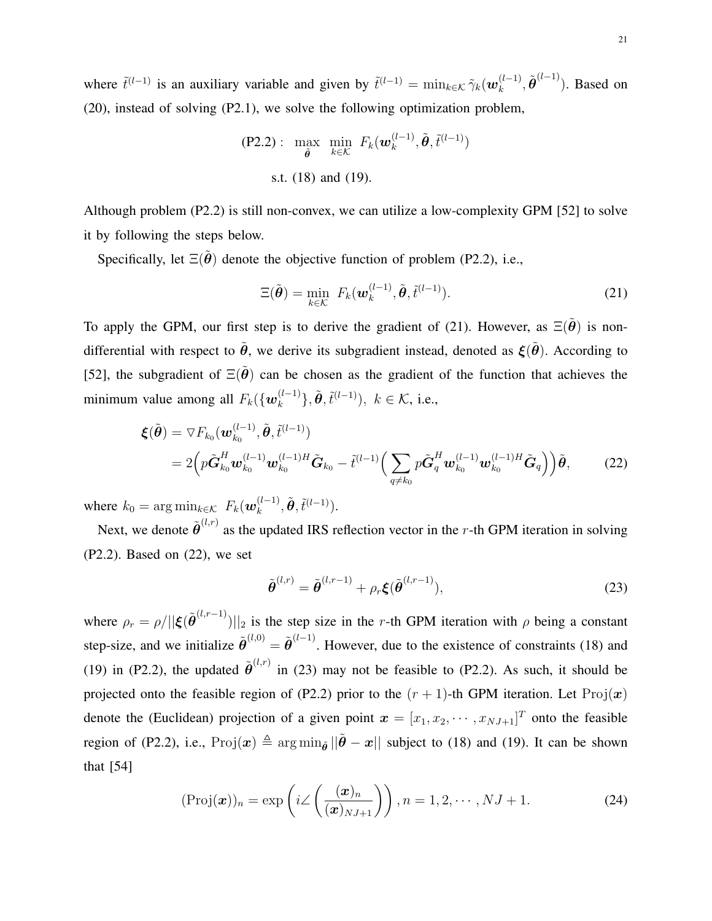where $\tilde{t}^{(l-1)}$ is an auxiliary variable and given by $\tilde{t}^{(l-1)} = \min_{k\in\mathcal{K}} \tilde{\gamma}_k(\boldsymbol{w}_k^{(l-1)}, \tilde{\boldsymbol{\theta}}^{(l-1)})$. Based on (20), instead of solving (P2.1), we solve the following optimization problem,

$$
\begin{aligned}
\text{(P2.2)}: \quad & \max_{\tilde{\boldsymbol{\theta}}} \ \min_{k\in\mathcal{K}} \ F_k(\boldsymbol{w}_k^{(l-1)}, \tilde{\boldsymbol{\theta}}, \tilde{t}^{(l-1)}) \\
& \text{s.t. (18) and (19).}
\end{aligned}
$$

Although problem (P2.2) is still non-convex, we can utilize a low-complexity GPM [52] to solve it by following the steps below.

Specifically, let $\Xi(\tilde{\boldsymbol{\theta}})$ denote the objective function of problem (P2.2), i.e.,

$$
\Xi(\tilde{\boldsymbol{\theta}}) = \min_{k\in\mathcal{K}} \ F_k(\boldsymbol{w}_k^{(l-1)}, \tilde{\boldsymbol{\theta}}, \tilde{t}^{(l-1)}). \tag{21}
$$

To apply the GPM, our first step is to derive the gradient of (21). However, as $\Xi(\tilde{\boldsymbol{\theta}})$ is non-differential with respect to $\tilde{\boldsymbol{\theta}}$, we derive its subgradient instead, denoted as $\boldsymbol{\xi}(\tilde{\boldsymbol{\theta}})$. According to [52], the subgradient of $\Xi(\tilde{\boldsymbol{\theta}})$ can be chosen as the gradient of the function that achieves the minimum value among all $F_k(\{\boldsymbol{w}_k^{(l-1)}\}, \tilde{\boldsymbol{\theta}}, \tilde{t}^{(l-1)}),\ k \in \mathcal{K}$, i.e.,

$$
\begin{aligned}
\boldsymbol{\xi}(\tilde{\boldsymbol{\theta}}) &= \triangledown F_{k_0}(\boldsymbol{w}_{k_0}^{(l-1)}, \tilde{\boldsymbol{\theta}}, \tilde{t}^{(l-1)}) \\
&= 2\Big(p\tilde{\boldsymbol{G}}_{k_0}^H \boldsymbol{w}_{k_0}^{(l-1)} \boldsymbol{w}_{k_0}^{(l-1)H} \tilde{\boldsymbol{G}}_{k_0} - \tilde{t}^{(l-1)} \Big(\sum_{q\neq k_0} p\tilde{\boldsymbol{G}}_q^H \boldsymbol{w}_{k_0}^{(l-1)} \boldsymbol{w}_{k_0}^{(l-1)H} \tilde{\boldsymbol{G}}_q\Big)\Big)\tilde{\boldsymbol{\theta}},
\end{aligned} \tag{22}
$$

where $k_0 = \arg\min_{k\in\mathcal{K}} \ F_k(\boldsymbol{w}_k^{(l-1)}, \tilde{\boldsymbol{\theta}}, \tilde{t}^{(l-1)})$.

Next, we denote $\tilde{\boldsymbol{\theta}}^{(l,r)}$ as the updated IRS reflection vector in the $r$-th GPM iteration in solving (P2.2). Based on (22), we set

$$
\tilde{\boldsymbol{\theta}}^{(l,r)} = \tilde{\boldsymbol{\theta}}^{(l,r-1)} + \rho_r \boldsymbol{\xi}(\tilde{\boldsymbol{\theta}}^{(l,r-1)}), \tag{23}
$$

where $\rho_r = \rho / ||\boldsymbol{\xi}(\tilde{\boldsymbol{\theta}}^{(l,r-1)})||_2$ is the step size in the $r$-th GPM iteration with $\rho$ being a constant step-size, and we initialize $\tilde{\boldsymbol{\theta}}^{(l,0)} = \tilde{\boldsymbol{\theta}}^{(l-1)}$. However, due to the existence of constraints (18) and (19) in (P2.2), the updated $\tilde{\boldsymbol{\theta}}^{(l,r)}$ in (23) may not be feasible to (P2.2). As such, it should be projected onto the feasible region of (P2.2) prior to the $(r+1)$-th GPM iteration. Let $\mathrm{Proj}(\boldsymbol{x})$ denote the (Euclidean) projection of a given point $\boldsymbol{x} = [x_1, x_2, \cdots, x_{NJ+1}]^T$ onto the feasible region of (P2.2), i.e., $\mathrm{Proj}(\boldsymbol{x}) \triangleq \arg\min_{\tilde{\boldsymbol{\theta}}} ||\tilde{\boldsymbol{\theta}} - \boldsymbol{x}||$ subject to (18) and (19). It can be shown that [54]

$$
(\mathrm{Proj}(\boldsymbol{x}))_n = \exp\left(i\angle\left(\frac{(\boldsymbol{x})_n}{(\boldsymbol{x})_{NJ+1}}\right)\right), n = 1, 2, \cdots, NJ+1. \tag{24}
$$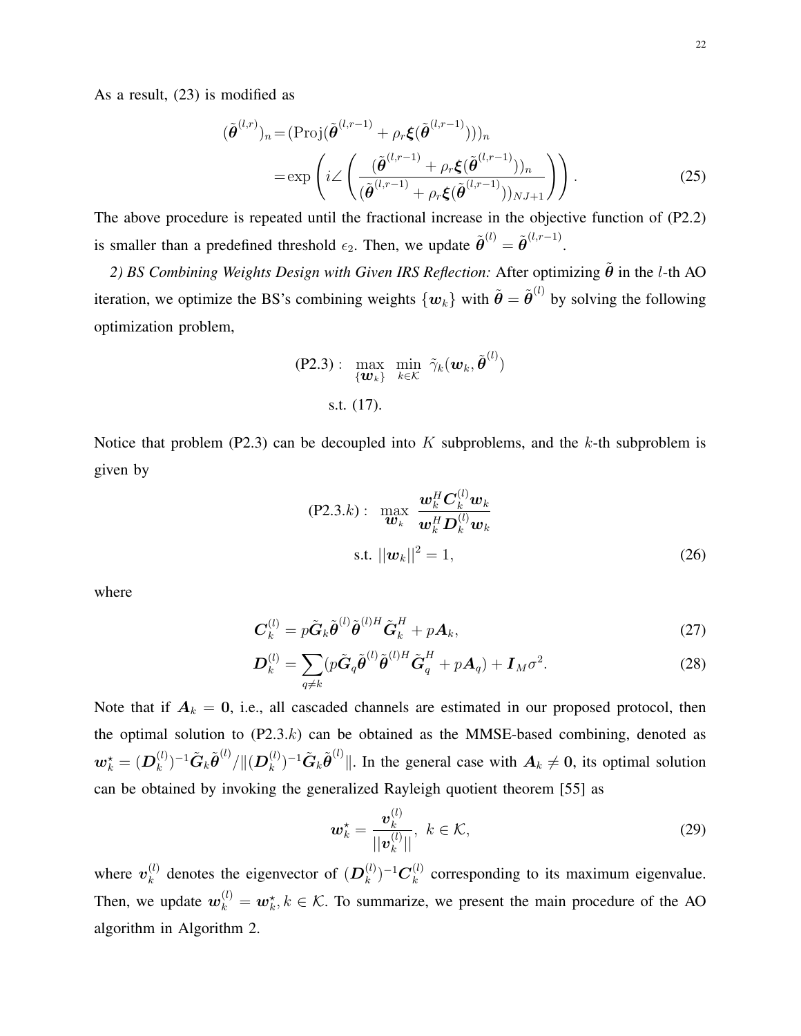As a result, (23) is modified as

$$
\begin{aligned}
(\tilde{\boldsymbol{\theta}}^{(l,r)})_n &= (\mathrm{Proj}(\tilde{\boldsymbol{\theta}}^{(l,r-1)} + \rho_r \boldsymbol{\xi}(\tilde{\boldsymbol{\theta}}^{(l,r-1)})))_n \\
&= \exp\left( i\angle \left( \frac{(\tilde{\boldsymbol{\theta}}^{(l,r-1)} + \rho_r \boldsymbol{\xi}(\tilde{\boldsymbol{\theta}}^{(l,r-1)}))_n}{(\tilde{\boldsymbol{\theta}}^{(l,r-1)} + \rho_r \boldsymbol{\xi}(\tilde{\boldsymbol{\theta}}^{(l,r-1)}))_{NJ+1}} \right) \right). \qquad (25)
\end{aligned}
$$

The above procedure is repeated until the fractional increase in the objective function of (P2.2) is smaller than a predefined threshold $\epsilon_2$. Then, we update $\tilde{\boldsymbol{\theta}}^{(l)} = \tilde{\boldsymbol{\theta}}^{(l,r-1)}$.

*2) BS Combining Weights Design with Given IRS Reflection:* After optimizing $\tilde{\boldsymbol{\theta}}$ in the $l$-th AO iteration, we optimize the BS's combining weights $\{\boldsymbol{w}_k\}$ with $\tilde{\boldsymbol{\theta}} = \tilde{\boldsymbol{\theta}}^{(l)}$ by solving the following optimization problem,

$$
\begin{aligned}
\text{(P2.3)}: \quad & \max_{\{\boldsymbol{w}_k\}} \ \min_{k \in \mathcal{K}} \ \tilde{\gamma}_k(\boldsymbol{w}_k, \tilde{\boldsymbol{\theta}}^{(l)}) \\
& \text{s.t. (17).}
\end{aligned}
$$

Notice that problem (P2.3) can be decoupled into $K$ subproblems, and the $k$-th subproblem is given by

$$
\begin{aligned}
\text{(P2.3.}k\text{)}: \quad & \max_{\boldsymbol{w}_k} \ \frac{\boldsymbol{w}_k^H \boldsymbol{C}_k^{(l)} \boldsymbol{w}_k}{\boldsymbol{w}_k^H \boldsymbol{D}_k^{(l)} \boldsymbol{w}_k} \\
& \text{s.t. } ||\boldsymbol{w}_k||^2 = 1, \qquad (26)
\end{aligned}
$$

where

$$
\boldsymbol{C}_k^{(l)} = p\tilde{\boldsymbol{G}}_k \tilde{\boldsymbol{\theta}}^{(l)} \tilde{\boldsymbol{\theta}}^{(l)H} \tilde{\boldsymbol{G}}_k^H + p\boldsymbol{A}_k, \qquad (27)
$$

$$
\boldsymbol{D}_k^{(l)} = \sum_{q \neq k} (p\tilde{\boldsymbol{G}}_q \tilde{\boldsymbol{\theta}}^{(l)} \tilde{\boldsymbol{\theta}}^{(l)H} \tilde{\boldsymbol{G}}_q^H + p\boldsymbol{A}_q) + \boldsymbol{I}_M \sigma^2. \qquad (28)
$$

Note that if $\boldsymbol{A}_k = \boldsymbol{0}$, i.e., all cascaded channels are estimated in our proposed protocol, then the optimal solution to (P2.3.$k$) can be obtained as the MMSE-based combining, denoted as $\boldsymbol{w}_k^\star = (\boldsymbol{D}_k^{(l)})^{-1} \tilde{\boldsymbol{G}}_k \tilde{\boldsymbol{\theta}}^{(l)} / \|(\boldsymbol{D}_k^{(l)})^{-1} \tilde{\boldsymbol{G}}_k \tilde{\boldsymbol{\theta}}^{(l)}\|$. In the general case with $\boldsymbol{A}_k \neq \boldsymbol{0}$, its optimal solution can be obtained by invoking the generalized Rayleigh quotient theorem [55] as

$$
\boldsymbol{w}_k^\star = \frac{\boldsymbol{v}_k^{(l)}}{||\boldsymbol{v}_k^{(l)}||}, \ k \in \mathcal{K}, \qquad (29)
$$

where $\boldsymbol{v}_k^{(l)}$ denotes the eigenvector of $(\boldsymbol{D}_k^{(l)})^{-1} \boldsymbol{C}_k^{(l)}$ corresponding to its maximum eigenvalue. Then, we update $\boldsymbol{w}_k^{(l)} = \boldsymbol{w}_k^\star, k \in \mathcal{K}$. To summarize, we present the main procedure of the AO algorithm in Algorithm 2.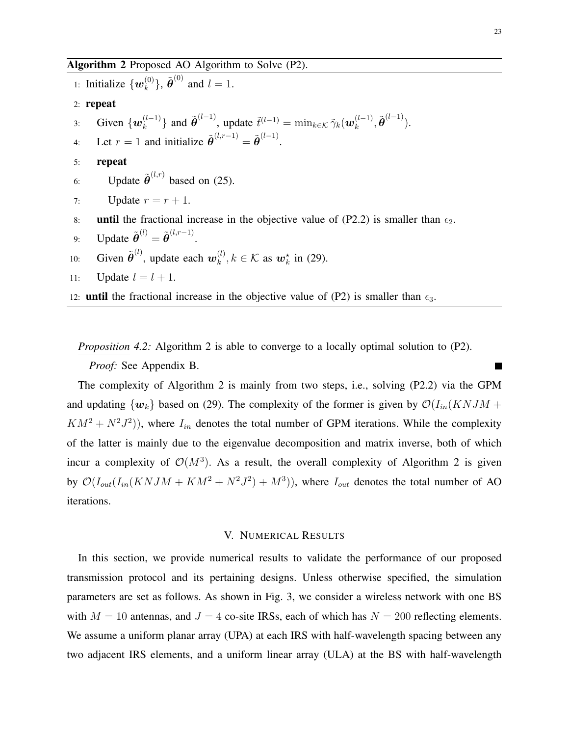**Algorithm 2** Proposed AO Algorithm to Solve (P2).

1: Initialize $\{\boldsymbol{w}_k^{(0)}\}$, $\tilde{\boldsymbol{\theta}}^{(0)}$ and $l = 1$.
2: **repeat**
3: Given $\{\boldsymbol{w}_k^{(l-1)}\}$ and $\tilde{\boldsymbol{\theta}}^{(l-1)}$, update $\tilde{t}^{(l-1)} = \min_{k\in\mathcal{K}} \tilde{\gamma}_k(\boldsymbol{w}_k^{(l-1)}, \tilde{\boldsymbol{\theta}}^{(l-1)})$.
4: Let $r = 1$ and initialize $\tilde{\boldsymbol{\theta}}^{(l,r-1)} = \tilde{\boldsymbol{\theta}}^{(l-1)}$.
5: **repeat**
6: Update $\tilde{\boldsymbol{\theta}}^{(l,r)}$ based on (25).
7: Update $r = r + 1$.
8: **until** the fractional increase in the objective value of (P2.2) is smaller than $\epsilon_2$.
9: Update $\tilde{\boldsymbol{\theta}}^{(l)} = \tilde{\boldsymbol{\theta}}^{(l,r-1)}$.
10: Given $\tilde{\boldsymbol{\theta}}^{(l)}$, update each $\boldsymbol{w}_k^{(l)}, k \in \mathcal{K}$ as $\boldsymbol{w}_k^{\star}$ in (29).
11: Update $l = l + 1$.
12: **until** the fractional increase in the objective value of (P2) is smaller than $\epsilon_3$.

*Proposition 4.2:* Algorithm 2 is able to converge to a locally optimal solution to (P2).

*Proof:* See Appendix B. ∎

The complexity of Algorithm 2 is mainly from two steps, i.e., solving (P2.2) via the GPM and updating $\{\boldsymbol{w}_k\}$ based on (29). The complexity of the former is given by $\mathcal{O}(I_{in}(KNJM + KM^2 + N^2J^2))$, where $I_{in}$ denotes the total number of GPM iterations. While the complexity of the latter is mainly due to the eigenvalue decomposition and matrix inverse, both of which incur a complexity of $\mathcal{O}(M^3)$. As a result, the overall complexity of Algorithm 2 is given by $\mathcal{O}(I_{out}(I_{in}(KNJM + KM^2 + N^2J^2) + M^3))$, where $I_{out}$ denotes the total number of AO iterations.

## V. Numerical Results

In this section, we provide numerical results to validate the performance of our proposed transmission protocol and its pertaining designs. Unless otherwise specified, the simulation parameters are set as follows. As shown in Fig. 3, we consider a wireless network with one BS with $M = 10$ antennas, and $J = 4$ co-site IRSs, each of which has $N = 200$ reflecting elements. We assume a uniform planar array (UPA) at each IRS with half-wavelength spacing between any two adjacent IRS elements, and a uniform linear array (ULA) at the BS with half-wavelength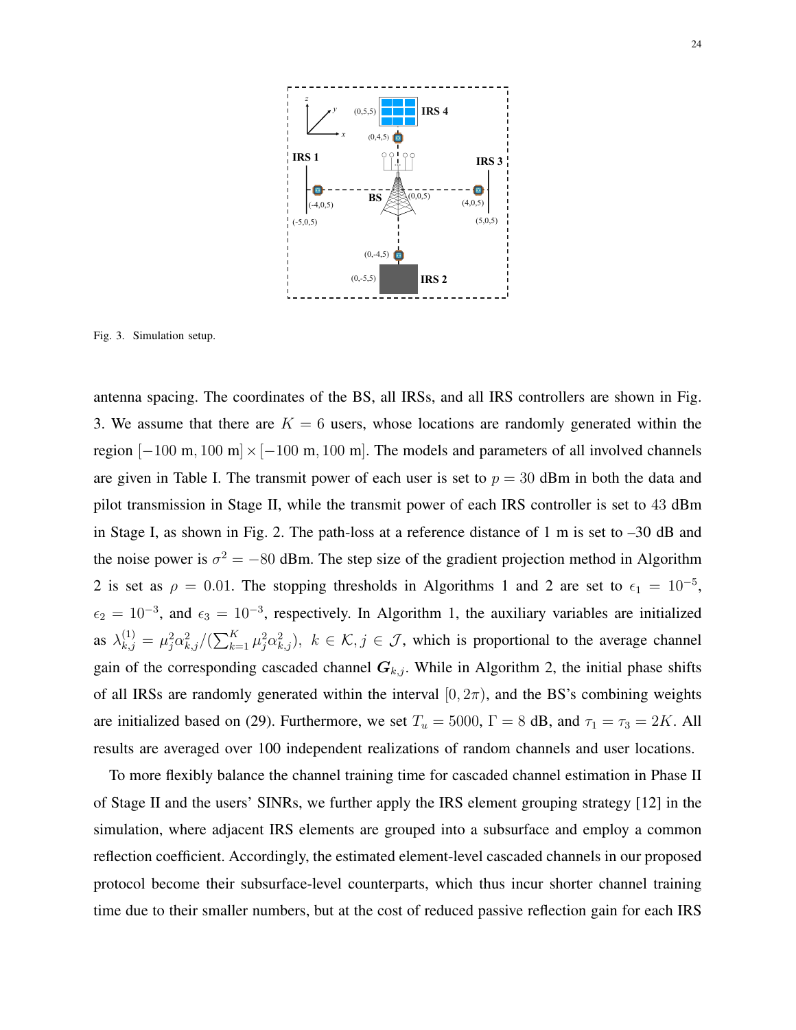Fig. 3. Simulation setup.

antenna spacing. The coordinates of the BS, all IRSs, and all IRS controllers are shown in Fig. 3. We assume that there are $K = 6$ users, whose locations are randomly generated within the region $[-100 \text{ m}, 100 \text{ m}] \times [-100 \text{ m}, 100 \text{ m}]$. The models and parameters of all involved channels are given in Table I. The transmit power of each user is set to $p = 30$ dBm in both the data and pilot transmission in Stage II, while the transmit power of each IRS controller is set to $43$ dBm in Stage I, as shown in Fig. 2. The path-loss at a reference distance of 1 m is set to –30 dB and the noise power is $\sigma^2 = -80$ dBm. The step size of the gradient projection method in Algorithm 2 is set as $\rho = 0.01$. The stopping thresholds in Algorithms 1 and 2 are set to $\epsilon_1 = 10^{-5}$, $\epsilon_2 = 10^{-3}$, and $\epsilon_3 = 10^{-3}$, respectively. In Algorithm 1, the auxiliary variables are initialized as $\lambda_{k,j}^{(1)} = \mu_j^2 \alpha_{k,j}^2 / (\sum_{k=1}^{K} \mu_j^2 \alpha_{k,j}^2),\ k \in \mathcal{K}, j \in \mathcal{J}$, which is proportional to the average channel gain of the corresponding cascaded channel $\boldsymbol{G}_{k,j}$. While in Algorithm 2, the initial phase shifts of all IRSs are randomly generated within the interval $[0, 2\pi)$, and the BS's combining weights are initialized based on (29). Furthermore, we set $T_u = 5000$, $\Gamma = 8$ dB, and $\tau_1 = \tau_3 = 2K$. All results are averaged over 100 independent realizations of random channels and user locations.

To more flexibly balance the channel training time for cascaded channel estimation in Phase II of Stage II and the users' SINRs, we further apply the IRS element grouping strategy [12] in the simulation, where adjacent IRS elements are grouped into a subsurface and employ a common reflection coefficient. Accordingly, the estimated element-level cascaded channels in our proposed protocol become their subsurface-level counterparts, which thus incur shorter channel training time due to their smaller numbers, but at the cost of reduced passive reflection gain for each IRS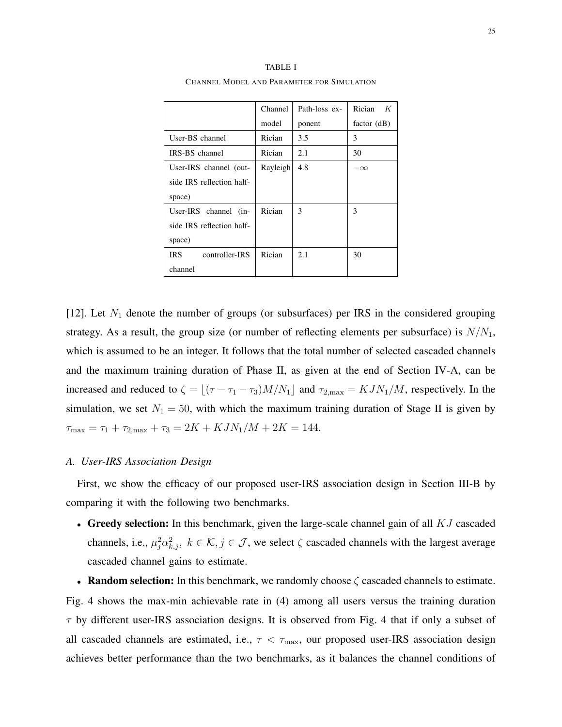TABLE I

CHANNEL MODEL AND PARAMETER FOR SIMULATION

| | Channel model | Path-loss exponent | Rician $K$ factor (dB) |
|---|---|---|---|
| User-BS channel | Rician | 3.5 | 3 |
| IRS-BS channel | Rician | 2.1 | 30 |
| User-IRS channel (outside IRS reflection half-space) | Rayleigh | 4.8 | $-\infty$ |
| User-IRS channel (inside IRS reflection half-space) | Rician | 3 | 3 |
| IRS controller-IRS channel | Rician | 2.1 | 30 |

[12]. Let $N_1$ denote the number of groups (or subsurfaces) per IRS in the considered grouping strategy. As a result, the group size (or number of reflecting elements per subsurface) is $N/N_1$, which is assumed to be an integer. It follows that the total number of selected cascaded channels and the maximum training duration of Phase II, as given at the end of Section IV-A, can be increased and reduced to $\zeta = \lfloor(\tau - \tau_1 - \tau_3)M/N_1\rfloor$ and $\tau_{2,\max} = KJN_1/M$, respectively. In the simulation, we set $N_1 = 50$, with which the maximum training duration of Stage II is given by $\tau_{\max} = \tau_1 + \tau_{2,\max} + \tau_3 = 2K + KJN_1/M + 2K = 144$.

### *A. User-IRS Association Design*

First, we show the efficacy of our proposed user-IRS association design in Section III-B by comparing it with the following two benchmarks.

- **Greedy selection:** In this benchmark, given the large-scale channel gain of all $KJ$ cascaded channels, i.e., $\mu_j^2\alpha_{k,j}^2,\ k \in \mathcal{K}, j \in \mathcal{J}$, we select $\zeta$ cascaded channels with the largest average cascaded channel gains to estimate.
- **Random selection:** In this benchmark, we randomly choose $\zeta$ cascaded channels to estimate.

Fig. 4 shows the max-min achievable rate in (4) among all users versus the training duration $\tau$ by different user-IRS association designs. It is observed from Fig. 4 that if only a subset of all cascaded channels are estimated, i.e., $\tau < \tau_{\max}$, our proposed user-IRS association design achieves better performance than the two benchmarks, as it balances the channel conditions of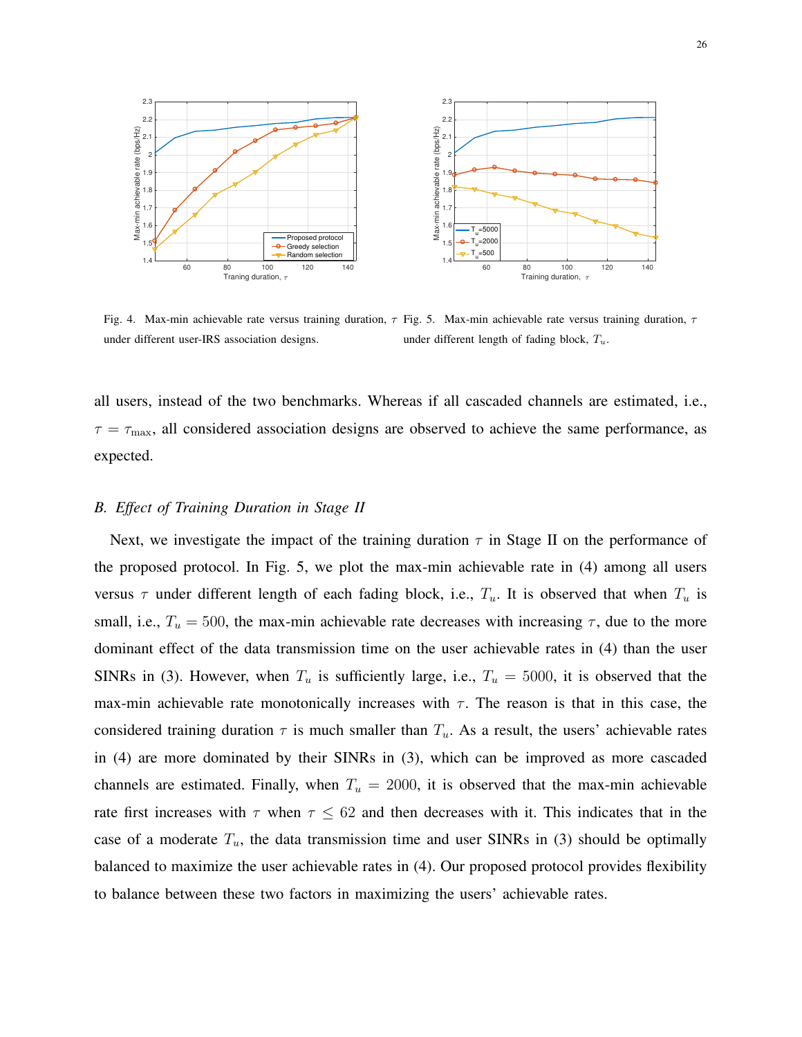Fig. 4. Max-min achievable rate versus training duration, $\tau$ under different user-IRS association designs.

Fig. 5. Max-min achievable rate versus training duration, $\tau$ under different length of fading block, $T_u$.

all users, instead of the two benchmarks. Whereas if all cascaded channels are estimated, i.e., $\tau = \tau_{\max}$, all considered association designs are observed to achieve the same performance, as expected.

### *B. Effect of Training Duration in Stage II*

Next, we investigate the impact of the training duration $\tau$ in Stage II on the performance of the proposed protocol. In Fig. 5, we plot the max-min achievable rate in (4) among all users versus $\tau$ under different length of each fading block, i.e., $T_u$. It is observed that when $T_u$ is small, i.e., $T_u = 500$, the max-min achievable rate decreases with increasing $\tau$, due to the more dominant effect of the data transmission time on the user achievable rates in (4) than the user SINRs in (3). However, when $T_u$ is sufficiently large, i.e., $T_u = 5000$, it is observed that the max-min achievable rate monotonically increases with $\tau$. The reason is that in this case, the considered training duration $\tau$ is much smaller than $T_u$. As a result, the users' achievable rates in (4) are more dominated by their SINRs in (3), which can be improved as more cascaded channels are estimated. Finally, when $T_u = 2000$, it is observed that the max-min achievable rate first increases with $\tau$ when $\tau \leq 62$ and then decreases with it. This indicates that in the case of a moderate $T_u$, the data transmission time and user SINRs in (3) should be optimally balanced to maximize the user achievable rates in (4). Our proposed protocol provides flexibility to balance between these two factors in maximizing the users' achievable rates.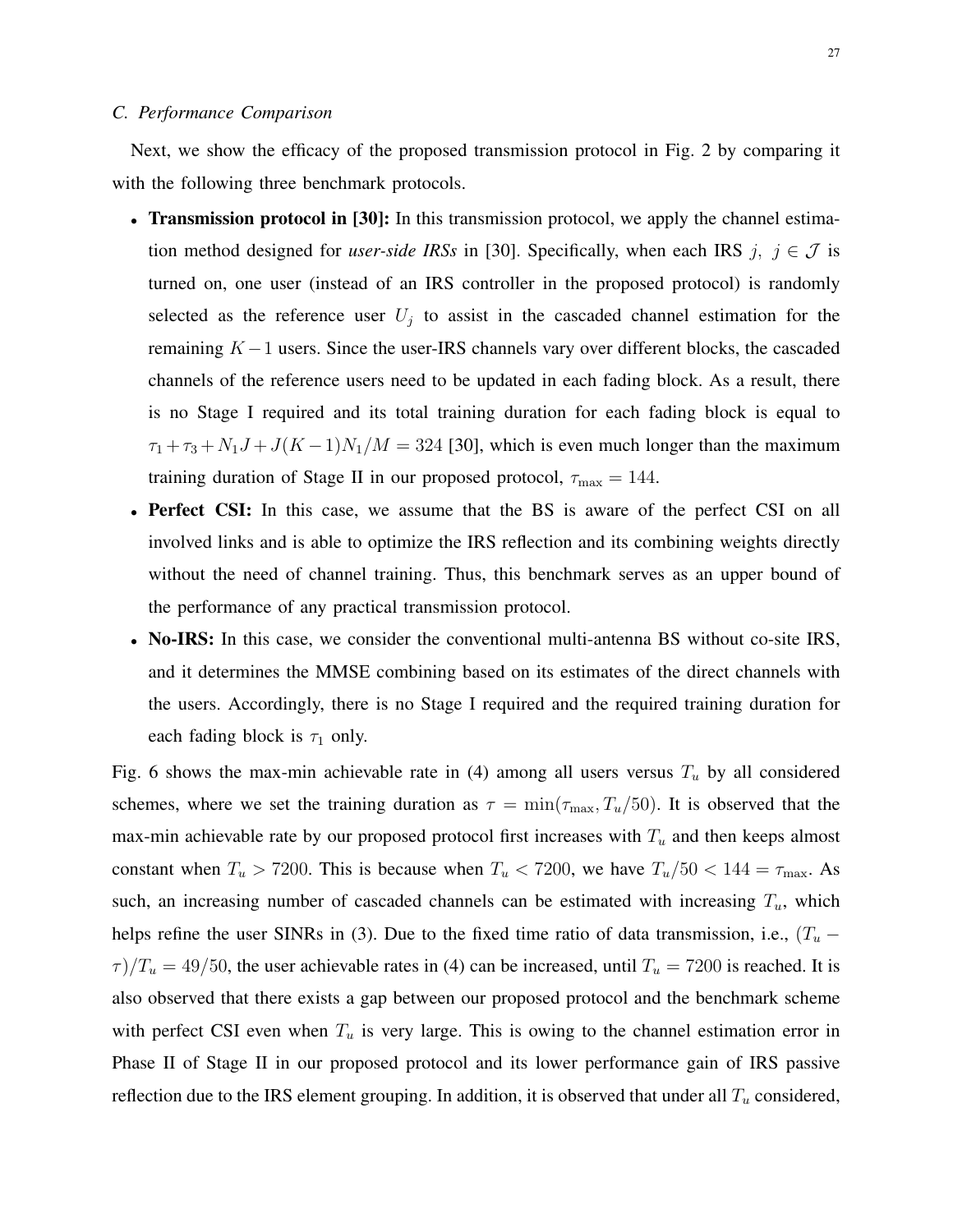### C. Performance Comparison

Next, we show the efficacy of the proposed transmission protocol in Fig. 2 by comparing it with the following three benchmark protocols.

- **Transmission protocol in [30]:** In this transmission protocol, we apply the channel estimation method designed for *user-side IRSs* in [30]. Specifically, when each IRS $j,\ j \in \mathcal{J}$ is turned on, one user (instead of an IRS controller in the proposed protocol) is randomly selected as the reference user $U_j$ to assist in the cascaded channel estimation for the remaining $K-1$ users. Since the user-IRS channels vary over different blocks, the cascaded channels of the reference users need to be updated in each fading block. As a result, there is no Stage I required and its total training duration for each fading block is equal to $\tau_1 + \tau_3 + N_1 J + J(K-1)N_1/M = 324$ [30], which is even much longer than the maximum training duration of Stage II in our proposed protocol, $\tau_{\max} = 144$.
- **Perfect CSI:** In this case, we assume that the BS is aware of the perfect CSI on all involved links and is able to optimize the IRS reflection and its combining weights directly without the need of channel training. Thus, this benchmark serves as an upper bound of the performance of any practical transmission protocol.
- **No-IRS:** In this case, we consider the conventional multi-antenna BS without co-site IRS, and it determines the MMSE combining based on its estimates of the direct channels with the users. Accordingly, there is no Stage I required and the required training duration for each fading block is $\tau_1$ only.

Fig. 6 shows the max-min achievable rate in (4) among all users versus $T_u$ by all considered schemes, where we set the training duration as $\tau = \min(\tau_{\max}, T_u/50)$. It is observed that the max-min achievable rate by our proposed protocol first increases with $T_u$ and then keeps almost constant when $T_u > 7200$. This is because when $T_u < 7200$, we have $T_u/50 < 144 = \tau_{\max}$. As such, an increasing number of cascaded channels can be estimated with increasing $T_u$, which helps refine the user SINRs in (3). Due to the fixed time ratio of data transmission, i.e., $(T_u - \tau)/T_u = 49/50$, the user achievable rates in (4) can be increased, until $T_u = 7200$ is reached. It is also observed that there exists a gap between our proposed protocol and the benchmark scheme with perfect CSI even when $T_u$ is very large. This is owing to the channel estimation error in Phase II of Stage II in our proposed protocol and its lower performance gain of IRS passive reflection due to the IRS element grouping. In addition, it is observed that under all $T_u$ considered,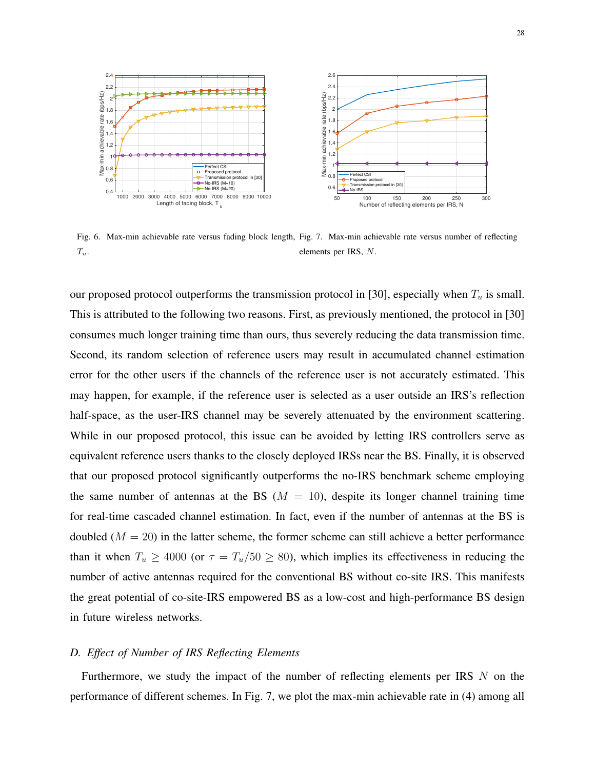Fig. 6. Max-min achievable rate versus fading block length, $T_u$.

Fig. 7. Max-min achievable rate versus number of reflecting elements per IRS, $N$.

our proposed protocol outperforms the transmission protocol in [30], especially when $T_u$ is small. This is attributed to the following two reasons. First, as previously mentioned, the protocol in [30] consumes much longer training time than ours, thus severely reducing the data transmission time. Second, its random selection of reference users may result in accumulated channel estimation error for the other users if the channels of the reference user is not accurately estimated. This may happen, for example, if the reference user is selected as a user outside an IRS's reflection half-space, as the user-IRS channel may be severely attenuated by the environment scattering. While in our proposed protocol, this issue can be avoided by letting IRS controllers serve as equivalent reference users thanks to the closely deployed IRSs near the BS. Finally, it is observed that our proposed protocol significantly outperforms the no-IRS benchmark scheme employing the same number of antennas at the BS ($M = 10$), despite its longer channel training time for real-time cascaded channel estimation. In fact, even if the number of antennas at the BS is doubled ($M = 20$) in the latter scheme, the former scheme can still achieve a better performance than it when $T_u \geq 4000$ (or $\tau = T_u/50 \geq 80$), which implies its effectiveness in reducing the number of active antennas required for the conventional BS without co-site IRS. This manifests the great potential of co-site-IRS empowered BS as a low-cost and high-performance BS design in future wireless networks.

### *D. Effect of Number of IRS Reflecting Elements*

Furthermore, we study the impact of the number of reflecting elements per IRS $N$ on the performance of different schemes. In Fig. 7, we plot the max-min achievable rate in (4) among all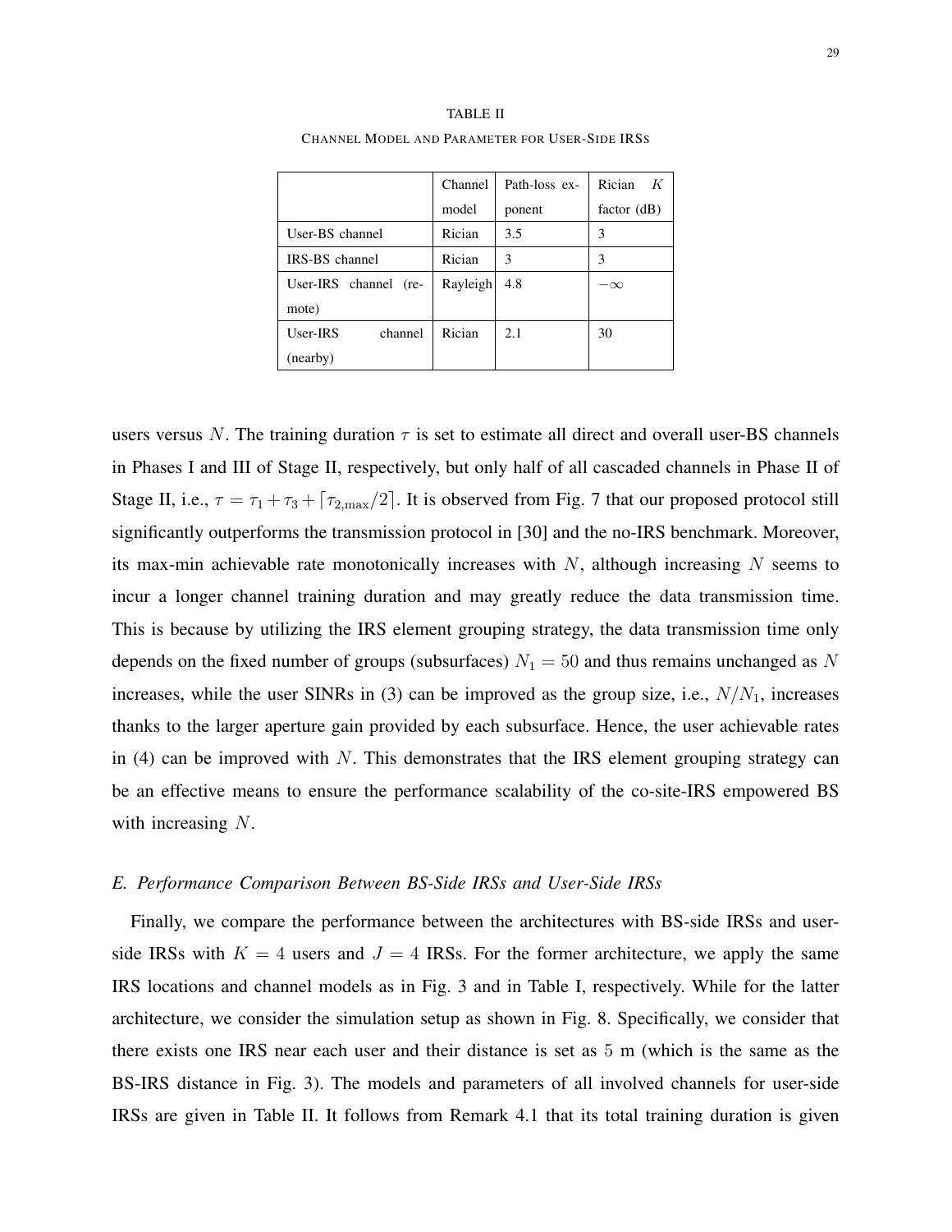TABLE II

CHANNEL MODEL AND PARAMETER FOR USER-SIDE IRSS

| | Channel model | Path-loss exponent | Rician $K$ factor (dB) |
|---|---|---|---|
| User-BS channel | Rician | 3.5 | 3 |
| IRS-BS channel | Rician | 3 | 3 |
| User-IRS channel (remote) | Rayleigh | 4.8 | $-\infty$ |
| User-IRS channel (nearby) | Rician | 2.1 | 30 |

users versus $N$. The training duration $\tau$ is set to estimate all direct and overall user-BS channels in Phases I and III of Stage II, respectively, but only half of all cascaded channels in Phase II of Stage II, i.e., $\tau = \tau_1 + \tau_3 + \lceil \tau_{2,\max}/2 \rceil$. It is observed from Fig. 7 that our proposed protocol still significantly outperforms the transmission protocol in [30] and the no-IRS benchmark. Moreover, its max-min achievable rate monotonically increases with $N$, although increasing $N$ seems to incur a longer channel training duration and may greatly reduce the data transmission time. This is because by utilizing the IRS element grouping strategy, the data transmission time only depends on the fixed number of groups (subsurfaces) $N_1 = 50$ and thus remains unchanged as $N$ increases, while the user SINRs in (3) can be improved as the group size, i.e., $N/N_1$, increases thanks to the larger aperture gain provided by each subsurface. Hence, the user achievable rates in (4) can be improved with $N$. This demonstrates that the IRS element grouping strategy can be an effective means to ensure the performance scalability of the co-site-IRS empowered BS with increasing $N$.

### *E. Performance Comparison Between BS-Side IRSs and User-Side IRSs*

Finally, we compare the performance between the architectures with BS-side IRSs and user-side IRSs with $K = 4$ users and $J = 4$ IRSs. For the former architecture, we apply the same IRS locations and channel models as in Fig. 3 and in Table I, respectively. While for the latter architecture, we consider the simulation setup as shown in Fig. 8. Specifically, we consider that there exists one IRS near each user and their distance is set as 5 m (which is the same as the BS-IRS distance in Fig. 3). The models and parameters of all involved channels for user-side IRSs are given in Table II. It follows from Remark 4.1 that its total training duration is given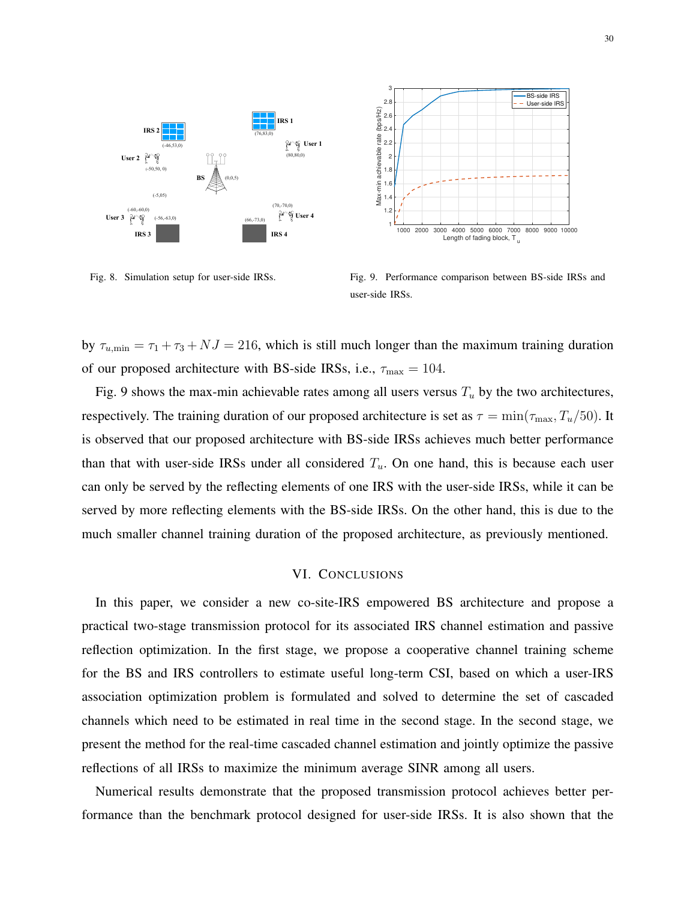Fig. 8. Simulation setup for user-side IRSs.

Fig. 9. Performance comparison between BS-side IRSs and user-side IRSs.

by $\tau_{u,\min} = \tau_1 + \tau_3 + NJ = 216$, which is still much longer than the maximum training duration of our proposed architecture with BS-side IRSs, i.e., $\tau_{\max} = 104$.

Fig. 9 shows the max-min achievable rates among all users versus $T_u$ by the two architectures, respectively. The training duration of our proposed architecture is set as $\tau = \min(\tau_{\max}, T_u/50)$. It is observed that our proposed architecture with BS-side IRSs achieves much better performance than that with user-side IRSs under all considered $T_u$. On one hand, this is because each user can only be served by the reflecting elements of one IRS with the user-side IRSs, while it can be served by more reflecting elements with the BS-side IRSs. On the other hand, this is due to the much smaller channel training duration of the proposed architecture, as previously mentioned.

## VI. Conclusions

In this paper, we consider a new co-site-IRS empowered BS architecture and propose a practical two-stage transmission protocol for its associated IRS channel estimation and passive reflection optimization. In the first stage, we propose a cooperative channel training scheme for the BS and IRS controllers to estimate useful long-term CSI, based on which a user-IRS association optimization problem is formulated and solved to determine the set of cascaded channels which need to be estimated in real time in the second stage. In the second stage, we present the method for the real-time cascaded channel estimation and jointly optimize the passive reflections of all IRSs to maximize the minimum average SINR among all users.

Numerical results demonstrate that the proposed transmission protocol achieves better performance than the benchmark protocol designed for user-side IRSs. It is also shown that the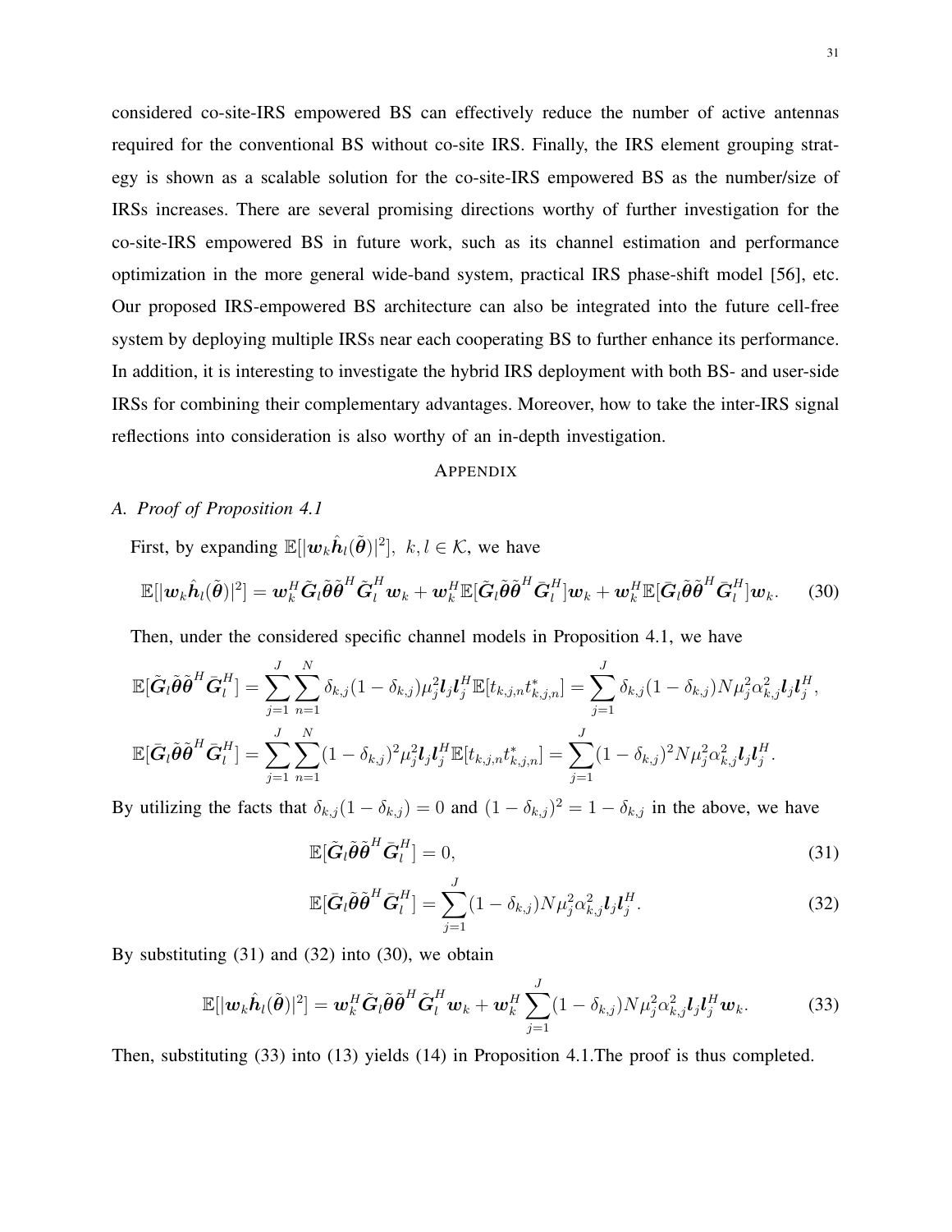considered co-site-IRS empowered BS can effectively reduce the number of active antennas required for the conventional BS without co-site IRS. Finally, the IRS element grouping strategy is shown as a scalable solution for the co-site-IRS empowered BS as the number/size of IRSs increases. There are several promising directions worthy of further investigation for the co-site-IRS empowered BS in future work, such as its channel estimation and performance optimization in the more general wide-band system, practical IRS phase-shift model [56], etc. Our proposed IRS-empowered BS architecture can also be integrated into the future cell-free system by deploying multiple IRSs near each cooperating BS to further enhance its performance. In addition, it is interesting to investigate the hybrid IRS deployment with both BS- and user-side IRSs for combining their complementary advantages. Moreover, how to take the inter-IRS signal reflections into consideration is also worthy of an in-depth investigation.

## Appendix

### A. *Proof of Proposition 4.1*

First, by expanding $\mathbb{E}[|\boldsymbol{w}_k\hat{\boldsymbol{h}}_l(\tilde{\boldsymbol{\theta}})|^2],\ k,l \in \mathcal{K}$, we have

$$\mathbb{E}[|\boldsymbol{w}_k\hat{\boldsymbol{h}}_l(\tilde{\boldsymbol{\theta}})|^2] = \boldsymbol{w}_k^H\tilde{\boldsymbol{G}}_l\tilde{\boldsymbol{\theta}}\tilde{\boldsymbol{\theta}}^H\tilde{\boldsymbol{G}}_l^H\boldsymbol{w}_k + \boldsymbol{w}_k^H\mathbb{E}[\tilde{\boldsymbol{G}}_l\tilde{\boldsymbol{\theta}}\tilde{\boldsymbol{\theta}}^H\bar{\boldsymbol{G}}_l^H]\boldsymbol{w}_k + \boldsymbol{w}_k^H\mathbb{E}[\bar{\boldsymbol{G}}_l\tilde{\boldsymbol{\theta}}\tilde{\boldsymbol{\theta}}^H\bar{\boldsymbol{G}}_l^H]\boldsymbol{w}_k. \quad (30)$$

Then, under the considered specific channel models in Proposition 4.1, we have

$$\mathbb{E}[\tilde{\boldsymbol{G}}_l\tilde{\boldsymbol{\theta}}\tilde{\boldsymbol{\theta}}^H\bar{\boldsymbol{G}}_l^H] = \sum_{j=1}^{J}\sum_{n=1}^{N}\delta_{k,j}(1-\delta_{k,j})\mu_j^2\boldsymbol{l}_j\boldsymbol{l}_j^H\mathbb{E}[t_{k,j,n}t_{k,j,n}^*] = \sum_{j=1}^{J}\delta_{k,j}(1-\delta_{k,j})N\mu_j^2\alpha_{k,j}^2\boldsymbol{l}_j\boldsymbol{l}_j^H,$$

$$\mathbb{E}[\bar{\boldsymbol{G}}_l\tilde{\boldsymbol{\theta}}\tilde{\boldsymbol{\theta}}^H\bar{\boldsymbol{G}}_l^H] = \sum_{j=1}^{J}\sum_{n=1}^{N}(1-\delta_{k,j})^2\mu_j^2\boldsymbol{l}_j\boldsymbol{l}_j^H\mathbb{E}[t_{k,j,n}t_{k,j,n}^*] = \sum_{j=1}^{J}(1-\delta_{k,j})^2N\mu_j^2\alpha_{k,j}^2\boldsymbol{l}_j\boldsymbol{l}_j^H.$$

By utilizing the facts that $\delta_{k,j}(1-\delta_{k,j}) = 0$ and $(1-\delta_{k,j})^2 = 1-\delta_{k,j}$ in the above, we have

$$\mathbb{E}[\tilde{\boldsymbol{G}}_l\tilde{\boldsymbol{\theta}}\tilde{\boldsymbol{\theta}}^H\bar{\boldsymbol{G}}_l^H] = 0, \quad (31)$$

$$\mathbb{E}[\bar{\boldsymbol{G}}_l\tilde{\boldsymbol{\theta}}\tilde{\boldsymbol{\theta}}^H\bar{\boldsymbol{G}}_l^H] = \sum_{j=1}^{J}(1-\delta_{k,j})N\mu_j^2\alpha_{k,j}^2\boldsymbol{l}_j\boldsymbol{l}_j^H. \quad (32)$$

By substituting (31) and (32) into (30), we obtain

$$\mathbb{E}[|\boldsymbol{w}_k\hat{\boldsymbol{h}}_l(\tilde{\boldsymbol{\theta}})|^2] = \boldsymbol{w}_k^H\tilde{\boldsymbol{G}}_l\tilde{\boldsymbol{\theta}}\tilde{\boldsymbol{\theta}}^H\tilde{\boldsymbol{G}}_l^H\boldsymbol{w}_k + \boldsymbol{w}_k^H\sum_{j=1}^{J}(1-\delta_{k,j})N\mu_j^2\alpha_{k,j}^2\boldsymbol{l}_j\boldsymbol{l}_j^H\boldsymbol{w}_k. \quad (33)$$

Then, substituting (33) into (13) yields (14) in Proposition 4.1.The proof is thus completed.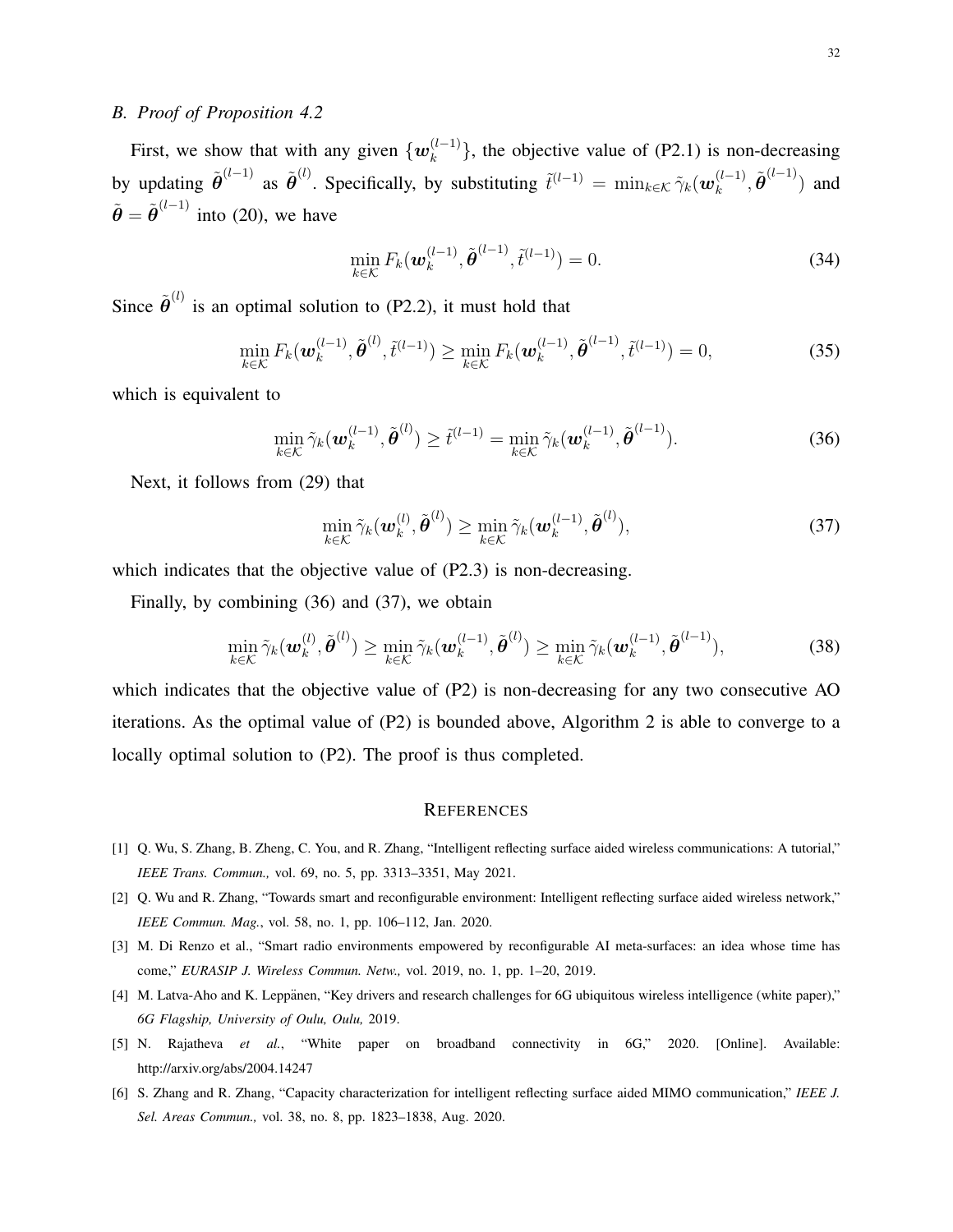### B. Proof of Proposition 4.2

First, we show that with any given $\{\boldsymbol{w}_k^{(l-1)}\}$, the objective value of (P2.1) is non-decreasing by updating $\tilde{\boldsymbol{\theta}}^{(l-1)}$ as $\tilde{\boldsymbol{\theta}}^{(l)}$. Specifically, by substituting $\tilde{t}^{(l-1)} = \min_{k\in\mathcal{K}} \tilde{\gamma}_k(\boldsymbol{w}_k^{(l-1)}, \tilde{\boldsymbol{\theta}}^{(l-1)})$ and $\tilde{\boldsymbol{\theta}} = \tilde{\boldsymbol{\theta}}^{(l-1)}$ into (20), we have

$$\min_{k\in\mathcal{K}} F_k(\boldsymbol{w}_k^{(l-1)}, \tilde{\boldsymbol{\theta}}^{(l-1)}, \tilde{t}^{(l-1)}) = 0. \tag{34}$$

Since $\tilde{\boldsymbol{\theta}}^{(l)}$ is an optimal solution to (P2.2), it must hold that

$$\min_{k\in\mathcal{K}} F_k(\boldsymbol{w}_k^{(l-1)}, \tilde{\boldsymbol{\theta}}^{(l)}, \tilde{t}^{(l-1)}) \geq \min_{k\in\mathcal{K}} F_k(\boldsymbol{w}_k^{(l-1)}, \tilde{\boldsymbol{\theta}}^{(l-1)}, \tilde{t}^{(l-1)}) = 0, \tag{35}$$

which is equivalent to

$$\min_{k\in\mathcal{K}} \tilde{\gamma}_k(\boldsymbol{w}_k^{(l-1)}, \tilde{\boldsymbol{\theta}}^{(l)}) \geq \tilde{t}^{(l-1)} = \min_{k\in\mathcal{K}} \tilde{\gamma}_k(\boldsymbol{w}_k^{(l-1)}, \tilde{\boldsymbol{\theta}}^{(l-1)}). \tag{36}$$

Next, it follows from (29) that

$$\min_{k\in\mathcal{K}} \tilde{\gamma}_k(\boldsymbol{w}_k^{(l)}, \tilde{\boldsymbol{\theta}}^{(l)}) \geq \min_{k\in\mathcal{K}} \tilde{\gamma}_k(\boldsymbol{w}_k^{(l-1)}, \tilde{\boldsymbol{\theta}}^{(l)}), \tag{37}$$

which indicates that the objective value of (P2.3) is non-decreasing.

Finally, by combining (36) and (37), we obtain

$$\min_{k\in\mathcal{K}} \tilde{\gamma}_k(\boldsymbol{w}_k^{(l)}, \tilde{\boldsymbol{\theta}}^{(l)}) \geq \min_{k\in\mathcal{K}} \tilde{\gamma}_k(\boldsymbol{w}_k^{(l-1)}, \tilde{\boldsymbol{\theta}}^{(l)}) \geq \min_{k\in\mathcal{K}} \tilde{\gamma}_k(\boldsymbol{w}_k^{(l-1)}, \tilde{\boldsymbol{\theta}}^{(l-1)}), \tag{38}$$

which indicates that the objective value of (P2) is non-decreasing for any two consecutive AO iterations. As the optimal value of (P2) is bounded above, Algorithm 2 is able to converge to a locally optimal solution to (P2). The proof is thus completed.

## REFERENCES

[1] Q. Wu, S. Zhang, B. Zheng, C. You, and R. Zhang, "Intelligent reflecting surface aided wireless communications: A tutorial," *IEEE Trans. Commun.,* vol. 69, no. 5, pp. 3313–3351, May 2021.

[2] Q. Wu and R. Zhang, "Towards smart and reconfigurable environment: Intelligent reflecting surface aided wireless network," *IEEE Commun. Mag.*, vol. 58, no. 1, pp. 106–112, Jan. 2020.

[3] M. Di Renzo et al., "Smart radio environments empowered by reconfigurable AI meta-surfaces: an idea whose time has come," *EURASIP J. Wireless Commun. Netw.,* vol. 2019, no. 1, pp. 1–20, 2019.

[4] M. Latva-Aho and K. Leppänen, "Key drivers and research challenges for 6G ubiquitous wireless intelligence (white paper)," *6G Flagship, University of Oulu, Oulu,* 2019.

[5] N. Rajatheva *et al.*, "White paper on broadband connectivity in 6G," 2020. [Online]. Available: http://arxiv.org/abs/2004.14247

[6] S. Zhang and R. Zhang, "Capacity characterization for intelligent reflecting surface aided MIMO communication," *IEEE J. Sel. Areas Commun.,* vol. 38, no. 8, pp. 1823–1838, Aug. 2020.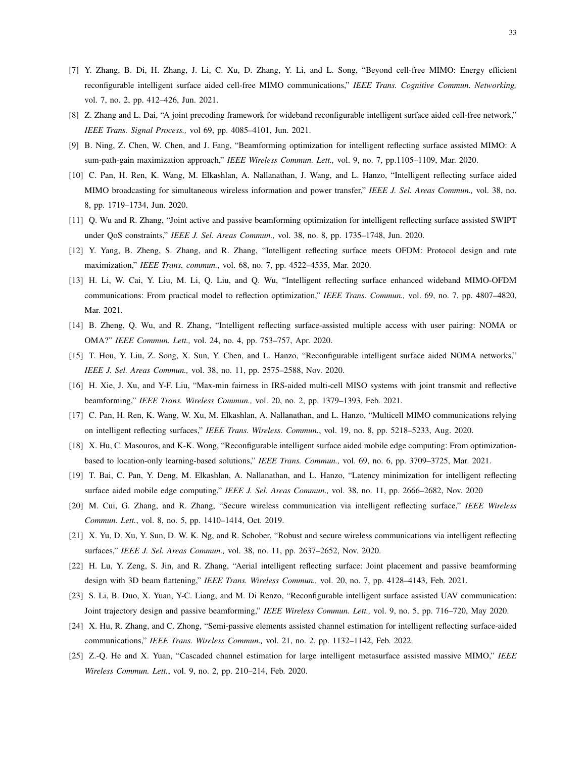[7] Y. Zhang, B. Di, H. Zhang, J. Li, C. Xu, D. Zhang, Y. Li, and L. Song, "Beyond cell-free MIMO: Energy efficient reconfigurable intelligent surface aided cell-free MIMO communications," *IEEE Trans. Cognitive Commun. Networking,* vol. 7, no. 2, pp. 412–426, Jun. 2021.

[8] Z. Zhang and L. Dai, "A joint precoding framework for wideband reconfigurable intelligent surface aided cell-free network," *IEEE Trans. Signal Process.,* vol 69, pp. 4085–4101, Jun. 2021.

[9] B. Ning, Z. Chen, W. Chen, and J. Fang, "Beamforming optimization for intelligent reflecting surface assisted MIMO: A sum-path-gain maximization approach," *IEEE Wireless Commun. Lett.,* vol. 9, no. 7, pp.1105–1109, Mar. 2020.

[10] C. Pan, H. Ren, K. Wang, M. Elkashlan, A. Nallanathan, J. Wang, and L. Hanzo, "Intelligent reflecting surface aided MIMO broadcasting for simultaneous wireless information and power transfer," *IEEE J. Sel. Areas Commun.,* vol. 38, no. 8, pp. 1719–1734, Jun. 2020.

[11] Q. Wu and R. Zhang, "Joint active and passive beamforming optimization for intelligent reflecting surface assisted SWIPT under QoS constraints," *IEEE J. Sel. Areas Commun.,* vol. 38, no. 8, pp. 1735–1748, Jun. 2020.

[12] Y. Yang, B. Zheng, S. Zhang, and R. Zhang, "Intelligent reflecting surface meets OFDM: Protocol design and rate maximization," *IEEE Trans. commun.*, vol. 68, no. 7, pp. 4522–4535, Mar. 2020.

[13] H. Li, W. Cai, Y. Liu, M. Li, Q. Liu, and Q. Wu, "Intelligent reflecting surface enhanced wideband MIMO-OFDM communications: From practical model to reflection optimization," *IEEE Trans. Commun.,* vol. 69, no. 7, pp. 4807–4820, Mar. 2021.

[14] B. Zheng, Q. Wu, and R. Zhang, "Intelligent reflecting surface-assisted multiple access with user pairing: NOMA or OMA?" *IEEE Commun. Lett.,* vol. 24, no. 4, pp. 753–757, Apr. 2020.

[15] T. Hou, Y. Liu, Z. Song, X. Sun, Y. Chen, and L. Hanzo, "Reconfigurable intelligent surface aided NOMA networks," *IEEE J. Sel. Areas Commun.,* vol. 38, no. 11, pp. 2575–2588, Nov. 2020.

[16] H. Xie, J. Xu, and Y-F. Liu, "Max-min fairness in IRS-aided multi-cell MISO systems with joint transmit and reflective beamforming," *IEEE Trans. Wireless Commun.,* vol. 20, no. 2, pp. 1379–1393, Feb. 2021.

[17] C. Pan, H. Ren, K. Wang, W. Xu, M. Elkashlan, A. Nallanathan, and L. Hanzo, "Multicell MIMO communications relying on intelligent reflecting surfaces," *IEEE Trans. Wireless. Commun.*, vol. 19, no. 8, pp. 5218–5233, Aug. 2020.

[18] X. Hu, C. Masouros, and K-K. Wong, "Reconfigurable intelligent surface aided mobile edge computing: From optimization-based to location-only learning-based solutions," *IEEE Trans. Commun.,* vol. 69, no. 6, pp. 3709–3725, Mar. 2021.

[19] T. Bai, C. Pan, Y. Deng, M. Elkashlan, A. Nallanathan, and L. Hanzo, "Latency minimization for intelligent reflecting surface aided mobile edge computing," *IEEE J. Sel. Areas Commun.,* vol. 38, no. 11, pp. 2666–2682, Nov. 2020

[20] M. Cui, G. Zhang, and R. Zhang, "Secure wireless communication via intelligent reflecting surface," *IEEE Wireless Commun. Lett.*, vol. 8, no. 5, pp. 1410–1414, Oct. 2019.

[21] X. Yu, D. Xu, Y. Sun, D. W. K. Ng, and R. Schober, "Robust and secure wireless communications via intelligent reflecting surfaces," *IEEE J. Sel. Areas Commun.,* vol. 38, no. 11, pp. 2637–2652, Nov. 2020.

[22] H. Lu, Y. Zeng, S. Jin, and R. Zhang, "Aerial intelligent reflecting surface: Joint placement and passive beamforming design with 3D beam flattening," *IEEE Trans. Wireless Commun.,* vol. 20, no. 7, pp. 4128–4143, Feb. 2021.

[23] S. Li, B. Duo, X. Yuan, Y-C. Liang, and M. Di Renzo, "Reconfigurable intelligent surface assisted UAV communication: Joint trajectory design and passive beamforming," *IEEE Wireless Commun. Lett.,* vol. 9, no. 5, pp. 716–720, May 2020.

[24] X. Hu, R. Zhang, and C. Zhong, "Semi-passive elements assisted channel estimation for intelligent reflecting surface-aided communications," *IEEE Trans. Wireless Commun.,* vol. 21, no. 2, pp. 1132–1142, Feb. 2022.

[25] Z.-Q. He and X. Yuan, "Cascaded channel estimation for large intelligent metasurface assisted massive MIMO," *IEEE Wireless Commun. Lett.*, vol. 9, no. 2, pp. 210–214, Feb. 2020.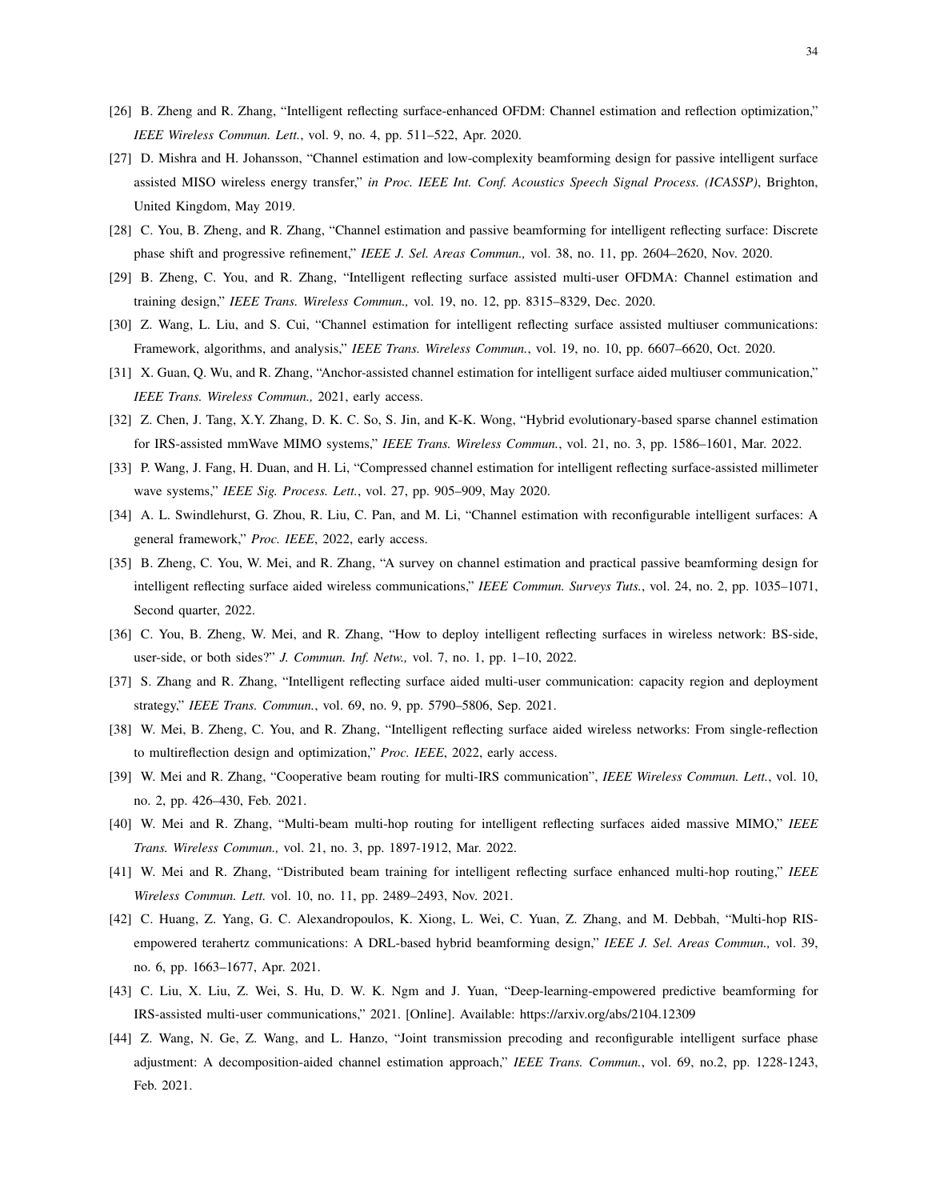[26] B. Zheng and R. Zhang, "Intelligent reflecting surface-enhanced OFDM: Channel estimation and reflection optimization," *IEEE Wireless Commun. Lett.*, vol. 9, no. 4, pp. 511–522, Apr. 2020.

[27] D. Mishra and H. Johansson, "Channel estimation and low-complexity beamforming design for passive intelligent surface assisted MISO wireless energy transfer," *in Proc. IEEE Int. Conf. Acoustics Speech Signal Process. (ICASSP)*, Brighton, United Kingdom, May 2019.

[28] C. You, B. Zheng, and R. Zhang, "Channel estimation and passive beamforming for intelligent reflecting surface: Discrete phase shift and progressive refinement," *IEEE J. Sel. Areas Commun.,* vol. 38, no. 11, pp. 2604–2620, Nov. 2020.

[29] B. Zheng, C. You, and R. Zhang, "Intelligent reflecting surface assisted multi-user OFDMA: Channel estimation and training design," *IEEE Trans. Wireless Commun.,* vol. 19, no. 12, pp. 8315–8329, Dec. 2020.

[30] Z. Wang, L. Liu, and S. Cui, "Channel estimation for intelligent reflecting surface assisted multiuser communications: Framework, algorithms, and analysis," *IEEE Trans. Wireless Commun.*, vol. 19, no. 10, pp. 6607–6620, Oct. 2020.

[31] X. Guan, Q. Wu, and R. Zhang, "Anchor-assisted channel estimation for intelligent surface aided multiuser communication," *IEEE Trans. Wireless Commun.,* 2021, early access.

[32] Z. Chen, J. Tang, X.Y. Zhang, D. K. C. So, S. Jin, and K-K. Wong, "Hybrid evolutionary-based sparse channel estimation for IRS-assisted mmWave MIMO systems," *IEEE Trans. Wireless Commun.*, vol. 21, no. 3, pp. 1586–1601, Mar. 2022.

[33] P. Wang, J. Fang, H. Duan, and H. Li, "Compressed channel estimation for intelligent reflecting surface-assisted millimeter wave systems," *IEEE Sig. Process. Lett.*, vol. 27, pp. 905–909, May 2020.

[34] A. L. Swindlehurst, G. Zhou, R. Liu, C. Pan, and M. Li, "Channel estimation with reconfigurable intelligent surfaces: A general framework," *Proc. IEEE*, 2022, early access.

[35] B. Zheng, C. You, W. Mei, and R. Zhang, "A survey on channel estimation and practical passive beamforming design for intelligent reflecting surface aided wireless communications," *IEEE Commun. Surveys Tuts.*, vol. 24, no. 2, pp. 1035–1071, Second quarter, 2022.

[36] C. You, B. Zheng, W. Mei, and R. Zhang, "How to deploy intelligent reflecting surfaces in wireless network: BS-side, user-side, or both sides?" *J. Commun. Inf. Netw.,* vol. 7, no. 1, pp. 1–10, 2022.

[37] S. Zhang and R. Zhang, "Intelligent reflecting surface aided multi-user communication: capacity region and deployment strategy," *IEEE Trans. Commun.*, vol. 69, no. 9, pp. 5790–5806, Sep. 2021.

[38] W. Mei, B. Zheng, C. You, and R. Zhang, "Intelligent reflecting surface aided wireless networks: From single-reflection to multireflection design and optimization," *Proc. IEEE*, 2022, early access.

[39] W. Mei and R. Zhang, "Cooperative beam routing for multi-IRS communication", *IEEE Wireless Commun. Lett.*, vol. 10, no. 2, pp. 426–430, Feb. 2021.

[40] W. Mei and R. Zhang, "Multi-beam multi-hop routing for intelligent reflecting surfaces aided massive MIMO," *IEEE Trans. Wireless Commun.,* vol. 21, no. 3, pp. 1897-1912, Mar. 2022.

[41] W. Mei and R. Zhang, "Distributed beam training for intelligent reflecting surface enhanced multi-hop routing," *IEEE Wireless Commun. Lett.* vol. 10, no. 11, pp. 2489–2493, Nov. 2021.

[42] C. Huang, Z. Yang, G. C. Alexandropoulos, K. Xiong, L. Wei, C. Yuan, Z. Zhang, and M. Debbah, "Multi-hop RIS-empowered terahertz communications: A DRL-based hybrid beamforming design," *IEEE J. Sel. Areas Commun.,* vol. 39, no. 6, pp. 1663–1677, Apr. 2021.

[43] C. Liu, X. Liu, Z. Wei, S. Hu, D. W. K. Ngm and J. Yuan, "Deep-learning-empowered predictive beamforming for IRS-assisted multi-user communications," 2021. [Online]. Available: https://arxiv.org/abs/2104.12309

[44] Z. Wang, N. Ge, Z. Wang, and L. Hanzo, "Joint transmission precoding and reconfigurable intelligent surface phase adjustment: A decomposition-aided channel estimation approach," *IEEE Trans. Commun.*, vol. 69, no.2, pp. 1228-1243, Feb. 2021.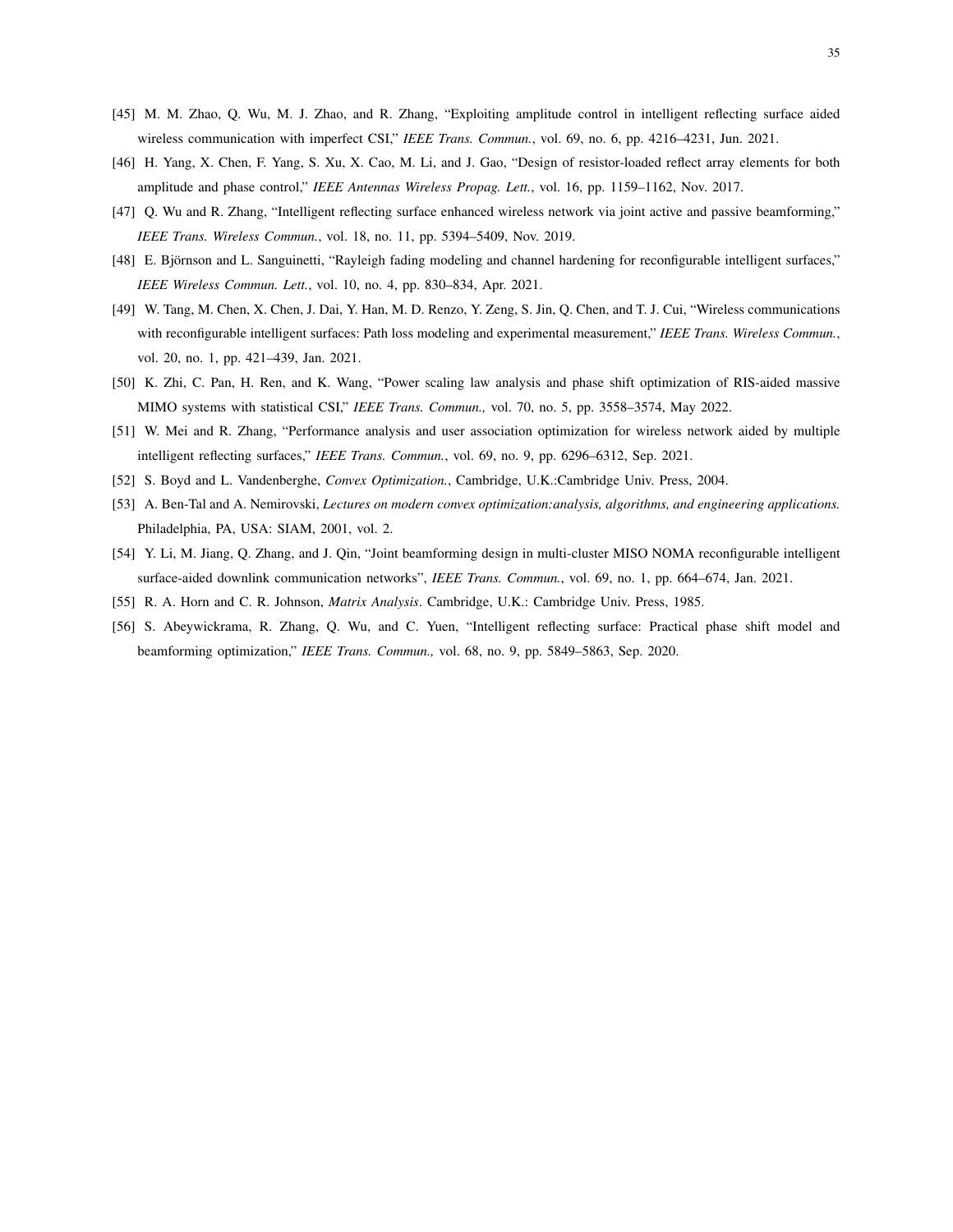[45] M. M. Zhao, Q. Wu, M. J. Zhao, and R. Zhang, "Exploiting amplitude control in intelligent reflecting surface aided wireless communication with imperfect CSI," *IEEE Trans. Commun.*, vol. 69, no. 6, pp. 4216–4231, Jun. 2021.

[46] H. Yang, X. Chen, F. Yang, S. Xu, X. Cao, M. Li, and J. Gao, "Design of resistor-loaded reflect array elements for both amplitude and phase control," *IEEE Antennas Wireless Propag. Lett.*, vol. 16, pp. 1159–1162, Nov. 2017.

[47] Q. Wu and R. Zhang, "Intelligent reflecting surface enhanced wireless network via joint active and passive beamforming," *IEEE Trans. Wireless Commun.*, vol. 18, no. 11, pp. 5394–5409, Nov. 2019.

[48] E. Björnson and L. Sanguinetti, "Rayleigh fading modeling and channel hardening for reconfigurable intelligent surfaces," *IEEE Wireless Commun. Lett.*, vol. 10, no. 4, pp. 830–834, Apr. 2021.

[49] W. Tang, M. Chen, X. Chen, J. Dai, Y. Han, M. D. Renzo, Y. Zeng, S. Jin, Q. Chen, and T. J. Cui, "Wireless communications with reconfigurable intelligent surfaces: Path loss modeling and experimental measurement," *IEEE Trans. Wireless Commun.*, vol. 20, no. 1, pp. 421–439, Jan. 2021.

[50] K. Zhi, C. Pan, H. Ren, and K. Wang, "Power scaling law analysis and phase shift optimization of RIS-aided massive MIMO systems with statistical CSI," *IEEE Trans. Commun.,* vol. 70, no. 5, pp. 3558–3574, May 2022.

[51] W. Mei and R. Zhang, "Performance analysis and user association optimization for wireless network aided by multiple intelligent reflecting surfaces," *IEEE Trans. Commun.*, vol. 69, no. 9, pp. 6296–6312, Sep. 2021.

[52] S. Boyd and L. Vandenberghe, *Convex Optimization.*, Cambridge, U.K.:Cambridge Univ. Press, 2004.

[53] A. Ben-Tal and A. Nemirovski, *Lectures on modern convex optimization:analysis, algorithms, and engineering applications.* Philadelphia, PA, USA: SIAM, 2001, vol. 2.

[54] Y. Li, M. Jiang, Q. Zhang, and J. Qin, "Joint beamforming design in multi-cluster MISO NOMA reconfigurable intelligent surface-aided downlink communication networks", *IEEE Trans. Commun.*, vol. 69, no. 1, pp. 664–674, Jan. 2021.

[55] R. A. Horn and C. R. Johnson, *Matrix Analysis*. Cambridge, U.K.: Cambridge Univ. Press, 1985.

[56] S. Abeywickrama, R. Zhang, Q. Wu, and C. Yuen, "Intelligent reflecting surface: Practical phase shift model and beamforming optimization," *IEEE Trans. Commun.,* vol. 68, no. 9, pp. 5849–5863, Sep. 2020.